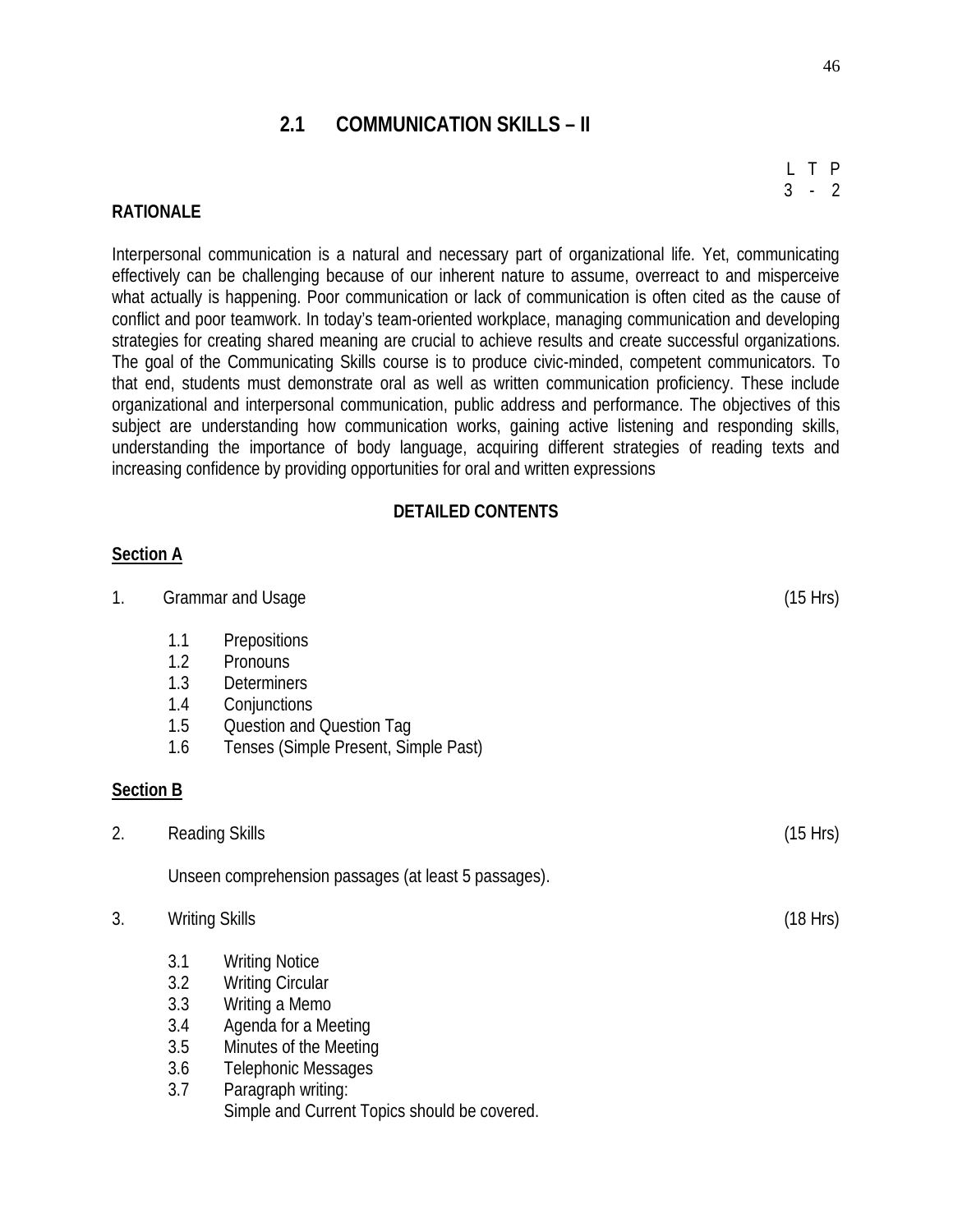# 2.1 COMMUNICATION SKILLS – II

| L | T | P |
|---|---|---|
| 3 | - | 2 |

## RATIONALE

Interpersonal communication is a natural and necessary part of organizational life. Yet, communicating effectively can be challenging because of our inherent nature to assume, overreact to and misperceive what actually is happening. Poor communication or lack of communication is often cited as the cause of conflict and poor teamwork. In today's team-oriented workplace, managing communication and developing strategies for creating shared meaning are crucial to achieve results and create successful organizations. The goal of the Communicating Skills course is to produce civic-minded, competent communicators. To that end, students must demonstrate oral as well as written communication proficiency. These include organizational and interpersonal communication, public address and performance. The objectives of this subject are understanding how communication works, gaining active listening and responding skills, understanding the importance of body language, acquiring different strategies of reading texts and increasing confidence by providing opportunities for oral and written expressions

## DETAILED CONTENTS

### Section A

1. Grammar and Usage (15 Hrs)

   1.1 Prepositions
   1.2 Pronouns
   1.3 Determiners
   1.4 Conjunctions
   1.5 Question and Question Tag
   1.6 Tenses (Simple Present, Simple Past)

### Section B

2. Reading Skills (15 Hrs)

   Unseen comprehension passages (at least 5 passages).

3. Writing Skills (18 Hrs)

   3.1 Writing Notice
   3.2 Writing Circular
   3.3 Writing a Memo
   3.4 Agenda for a Meeting
   3.5 Minutes of the Meeting
   3.6 Telephonic Messages
   3.7 Paragraph writing:
   Simple and Current Topics should be covered.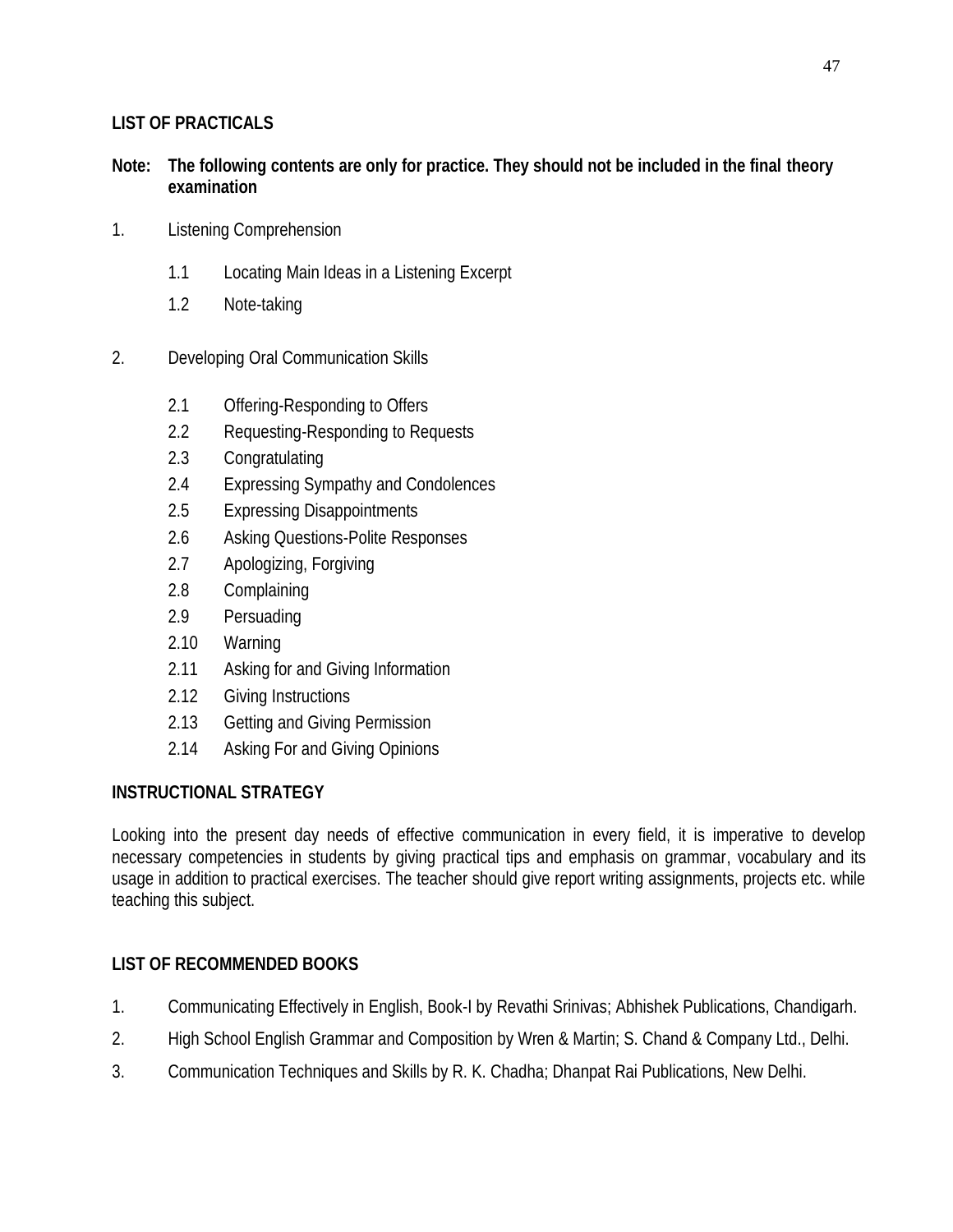## LIST OF PRACTICALS

**Note: The following contents are only for practice. They should not be included in the final theory examination**

1. Listening Comprehension
   - 1.1 Locating Main Ideas in a Listening Excerpt
   - 1.2 Note-taking
2. Developing Oral Communication Skills
   - 2.1 Offering-Responding to Offers
   - 2.2 Requesting-Responding to Requests
   - 2.3 Congratulating
   - 2.4 Expressing Sympathy and Condolences
   - 2.5 Expressing Disappointments
   - 2.6 Asking Questions-Polite Responses
   - 2.7 Apologizing, Forgiving
   - 2.8 Complaining
   - 2.9 Persuading
   - 2.10 Warning
   - 2.11 Asking for and Giving Information
   - 2.12 Giving Instructions
   - 2.13 Getting and Giving Permission
   - 2.14 Asking For and Giving Opinions

## INSTRUCTIONAL STRATEGY

Looking into the present day needs of effective communication in every field, it is imperative to develop necessary competencies in students by giving practical tips and emphasis on grammar, vocabulary and its usage in addition to practical exercises. The teacher should give report writing assignments, projects etc. while teaching this subject.

## LIST OF RECOMMENDED BOOKS

1. Communicating Effectively in English, Book-I by Revathi Srinivas; Abhishek Publications, Chandigarh.
2. High School English Grammar and Composition by Wren & Martin; S. Chand & Company Ltd., Delhi.
3. Communication Techniques and Skills by R. K. Chadha; Dhanpat Rai Publications, New Delhi.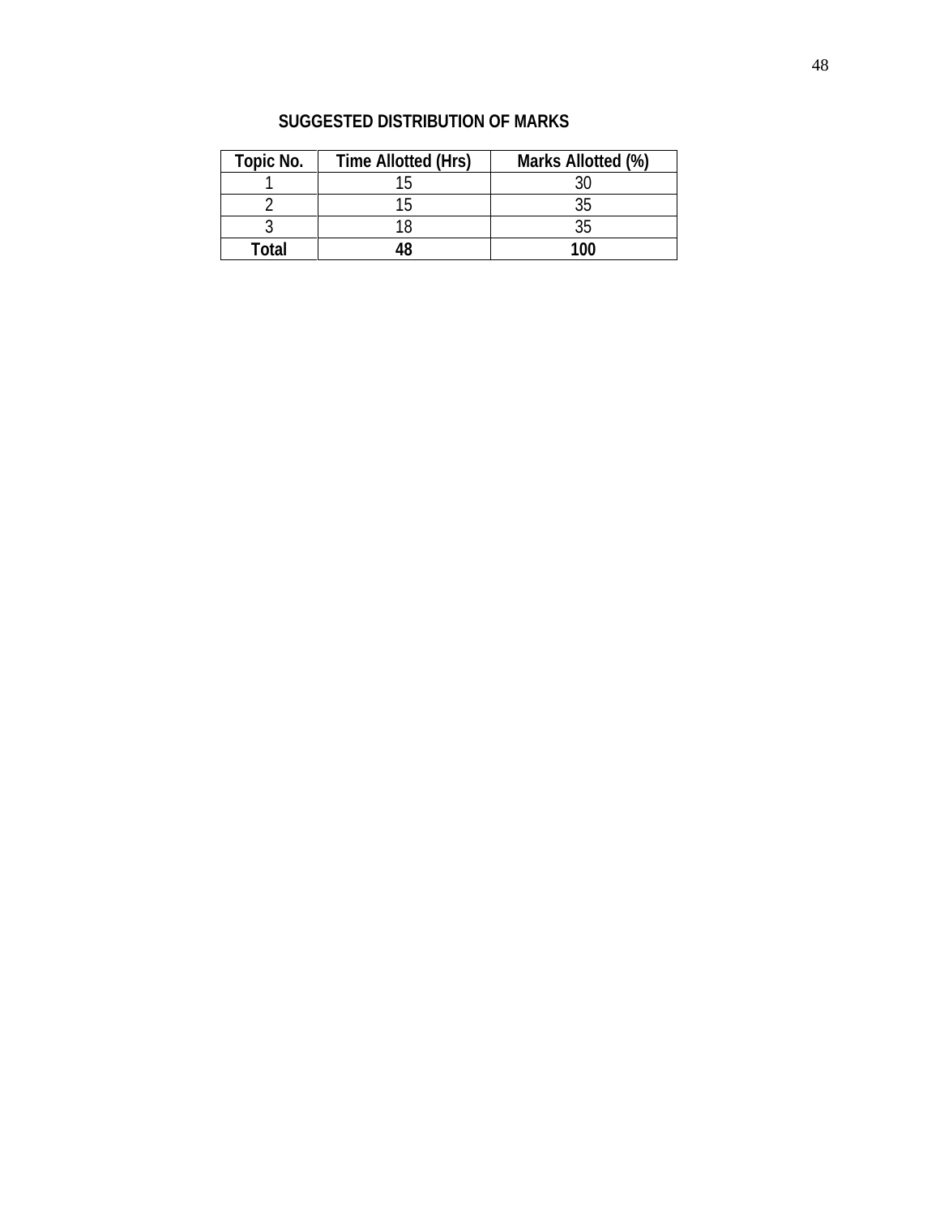## SUGGESTED DISTRIBUTION OF MARKS

| Topic No. | Time Allotted (Hrs) | Marks Allotted (%) |
|---|---|---|
| 1 | 15 | 30 |
| 2 | 15 | 35 |
| 3 | 18 | 35 |
| **Total** | **48** | **100** |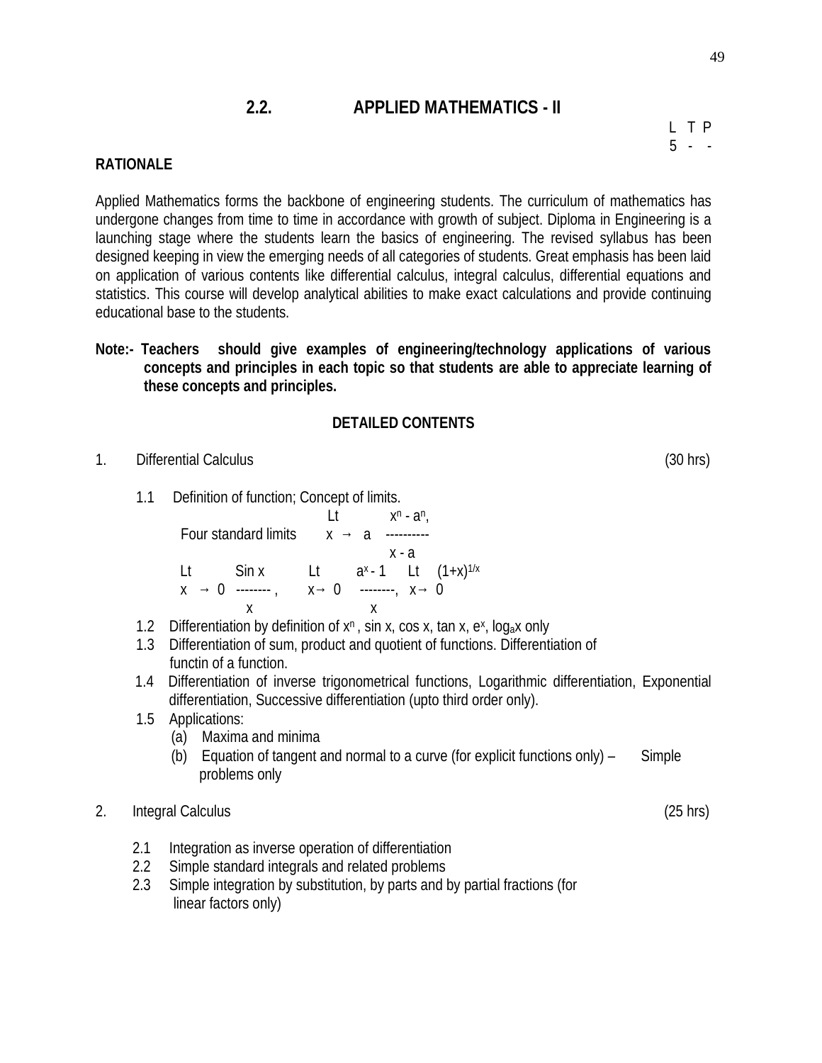## 2.2. APPLIED MATHEMATICS - II

| L | T | P |
|---|---|---|
| 5 | - | - |

**RATIONALE**

Applied Mathematics forms the backbone of engineering students. The curriculum of mathematics has undergone changes from time to time in accordance with growth of subject. Diploma in Engineering is a launching stage where the students learn the basics of engineering. The revised syllabus has been designed keeping in view the emerging needs of all categories of students. Great emphasis has been laid on application of various contents like differential calculus, integral calculus, differential equations and statistics. This course will develop analytical abilities to make exact calculations and provide continuing educational base to the students.

**Note:- Teachers should give examples of engineering/technology applications of various concepts and principles in each topic so that students are able to appreciate learning of these concepts and principles.**

**DETAILED CONTENTS**

1. Differential Calculus (30 hrs)

   1.1 Definition of function; Concept of limits.

   Four standard limits $\lim_{x \to a} \frac{x^n - a^n}{x - a}$,

   $\lim_{x \to 0} \frac{\sin x}{x}$, $\lim_{x \to 0} \frac{a^x - 1}{x}$, $\lim_{x \to 0} (1+x)^{1/x}$

   1.2 Differentiation by definition of $x^n$, sin x, cos x, tan x, $e^x$, $\log_a x$ only

   1.3 Differentiation of sum, product and quotient of functions. Differentiation of functin of a function.

   1.4 Differentiation of inverse trigonometrical functions, Logarithmic differentiation, Exponential differentiation, Successive differentiation (upto third order only).

   1.5 Applications:
   - (a) Maxima and minima
   - (b) Equation of tangent and normal to a curve (for explicit functions only) – Simple problems only

2. Integral Calculus (25 hrs)

   2.1 Integration as inverse operation of differentiation

   2.2 Simple standard integrals and related problems

   2.3 Simple integration by substitution, by parts and by partial fractions (for linear factors only)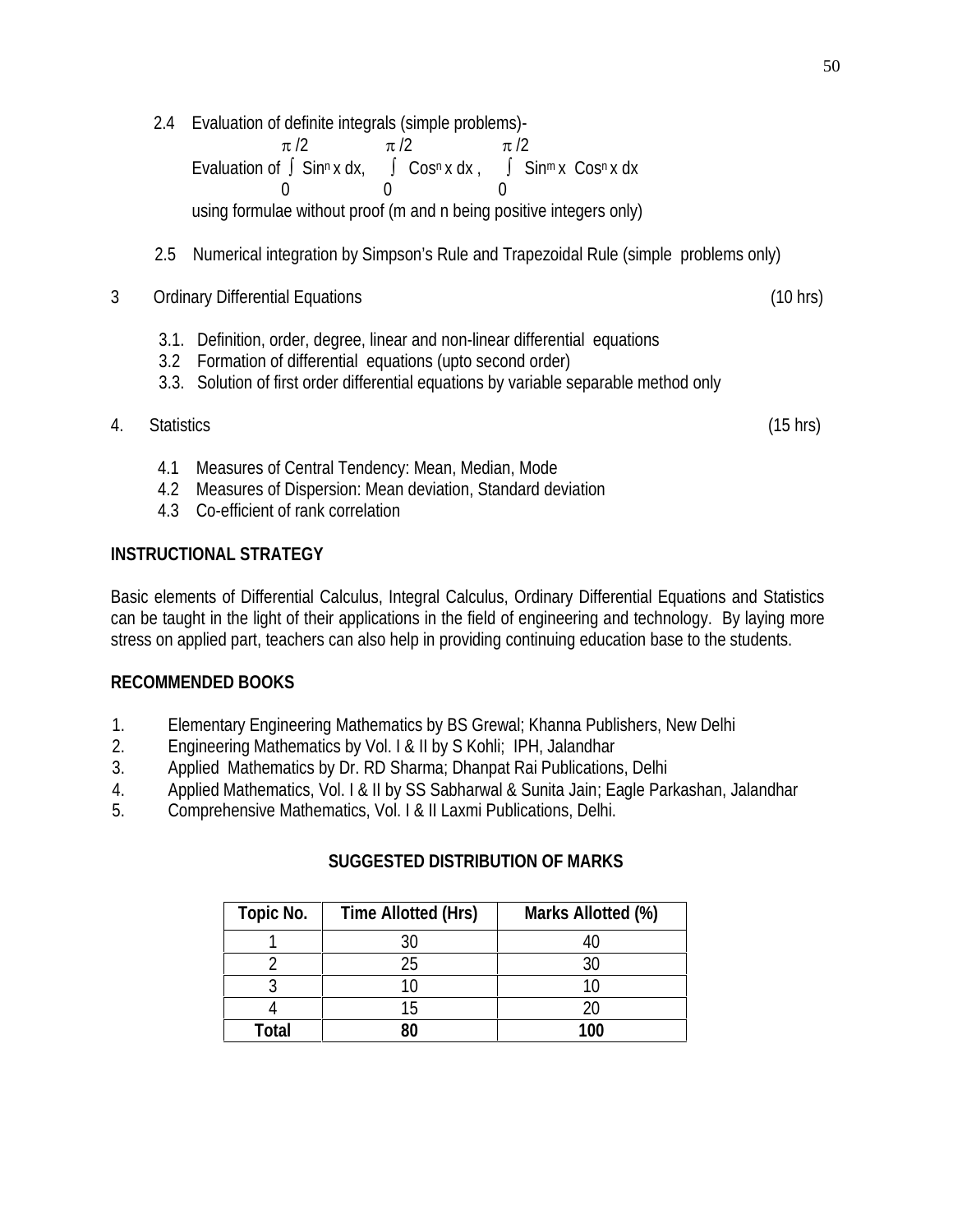2.4 Evaluation of definite integrals (simple problems)-

Evaluation of $\int_0^{\pi/2} \sin^n x \, dx$, $\int_0^{\pi/2} \cos^n x \, dx$, $\int_0^{\pi/2} \sin^m x \cos^n x \, dx$

using formulae without proof (m and n being positive integers only)

2.5 Numerical integration by Simpson's Rule and Trapezoidal Rule (simple problems only)

3 Ordinary Differential Equations (10 hrs)

3.1. Definition, order, degree, linear and non-linear differential equations
3.2 Formation of differential equations (upto second order)
3.3. Solution of first order differential equations by variable separable method only

4. Statistics (15 hrs)

4.1 Measures of Central Tendency: Mean, Median, Mode
4.2 Measures of Dispersion: Mean deviation, Standard deviation
4.3 Co-efficient of rank correlation

## INSTRUCTIONAL STRATEGY

Basic elements of Differential Calculus, Integral Calculus, Ordinary Differential Equations and Statistics can be taught in the light of their applications in the field of engineering and technology. By laying more stress on applied part, teachers can also help in providing continuing education base to the students.

## RECOMMENDED BOOKS

1. Elementary Engineering Mathematics by BS Grewal; Khanna Publishers, New Delhi
2. Engineering Mathematics by Vol. I & II by S Kohli; IPH, Jalandhar
3. Applied Mathematics by Dr. RD Sharma; Dhanpat Rai Publications, Delhi
4. Applied Mathematics, Vol. I & II by SS Sabharwal & Sunita Jain; Eagle Parkashan, Jalandhar
5. Comprehensive Mathematics, Vol. I & II Laxmi Publications, Delhi.

## SUGGESTED DISTRIBUTION OF MARKS

| Topic No. | Time Allotted (Hrs) | Marks Allotted (%) |
|---|---|---|
| 1 | 30 | 40 |
| 2 | 25 | 30 |
| 3 | 10 | 10 |
| 4 | 15 | 20 |
| **Total** | **80** | **100** |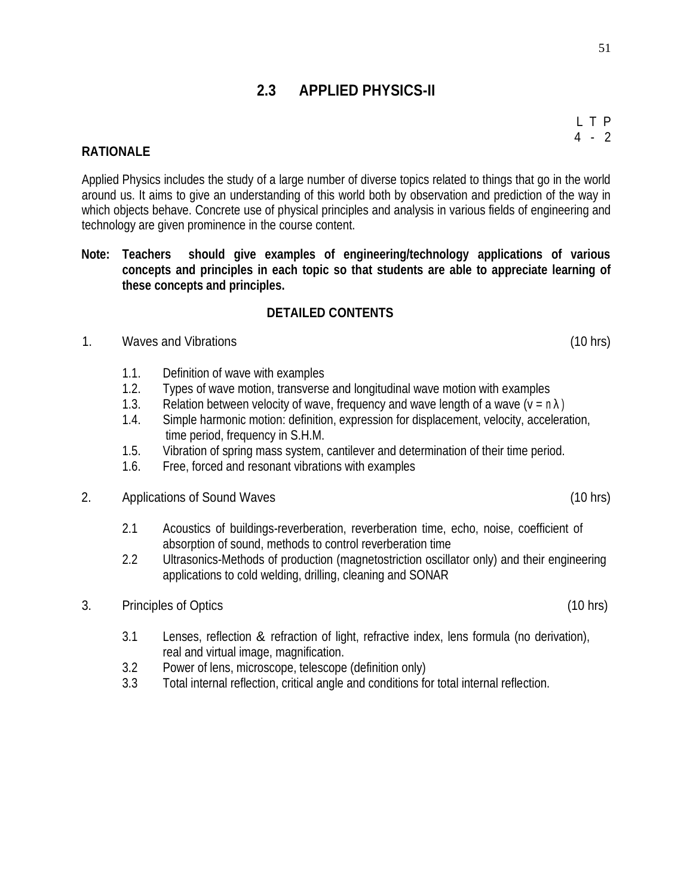## 2.3 APPLIED PHYSICS-II

L T P
4 - 2

### RATIONALE

Applied Physics includes the study of a large number of diverse topics related to things that go in the world around us. It aims to give an understanding of this world both by observation and prediction of the way in which objects behave. Concrete use of physical principles and analysis in various fields of engineering and technology are given prominence in the course content.

**Note: Teachers should give examples of engineering/technology applications of various concepts and principles in each topic so that students are able to appreciate learning of these concepts and principles.**

### DETAILED CONTENTS

1. Waves and Vibrations (10 hrs)

   1.1. Definition of wave with examples
   1.2. Types of wave motion, transverse and longitudinal wave motion with examples
   1.3. Relation between velocity of wave, frequency and wave length of a wave ($v = n\lambda$)
   1.4. Simple harmonic motion: definition, expression for displacement, velocity, acceleration, time period, frequency in S.H.M.
   1.5. Vibration of spring mass system, cantilever and determination of their time period.
   1.6. Free, forced and resonant vibrations with examples

2. Applications of Sound Waves (10 hrs)

   2.1 Acoustics of buildings-reverberation, reverberation time, echo, noise, coefficient of absorption of sound, methods to control reverberation time
   2.2 Ultrasonics-Methods of production (magnetostriction oscillator only) and their engineering applications to cold welding, drilling, cleaning and SONAR

3. Principles of Optics (10 hrs)

   3.1 Lenses, reflection & refraction of light, refractive index, lens formula (no derivation), real and virtual image, magnification.
   3.2 Power of lens, microscope, telescope (definition only)
   3.3 Total internal reflection, critical angle and conditions for total internal reflection.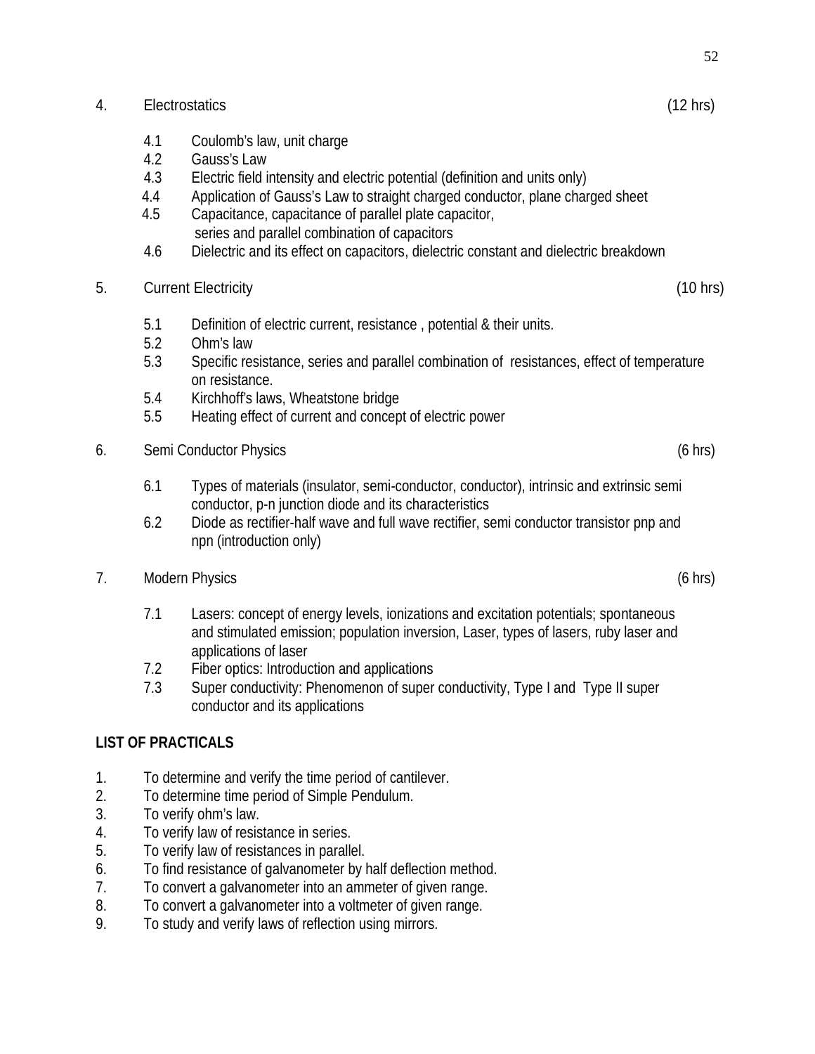4. Electrostatics (12 hrs)

   4.1 Coulomb's law, unit charge
   4.2 Gauss's Law
   4.3 Electric field intensity and electric potential (definition and units only)
   4.4 Application of Gauss's Law to straight charged conductor, plane charged sheet
   4.5 Capacitance, capacitance of parallel plate capacitor, series and parallel combination of capacitors
   4.6 Dielectric and its effect on capacitors, dielectric constant and dielectric breakdown

5. Current Electricity (10 hrs)

   5.1 Definition of electric current, resistance , potential & their units.
   5.2 Ohm's law
   5.3 Specific resistance, series and parallel combination of resistances, effect of temperature on resistance.
   5.4 Kirchhoff's laws, Wheatstone bridge
   5.5 Heating effect of current and concept of electric power

6. Semi Conductor Physics (6 hrs)

   6.1 Types of materials (insulator, semi-conductor, conductor), intrinsic and extrinsic semi conductor, p-n junction diode and its characteristics
   6.2 Diode as rectifier-half wave and full wave rectifier, semi conductor transistor pnp and npn (introduction only)

7. Modern Physics (6 hrs)

   7.1 Lasers: concept of energy levels, ionizations and excitation potentials; spontaneous and stimulated emission; population inversion, Laser, types of lasers, ruby laser and applications of laser
   7.2 Fiber optics: Introduction and applications
   7.3 Super conductivity: Phenomenon of super conductivity, Type I and Type II super conductor and its applications

**LIST OF PRACTICALS**

1. To determine and verify the time period of cantilever.
2. To determine time period of Simple Pendulum.
3. To verify ohm's law.
4. To verify law of resistance in series.
5. To verify law of resistances in parallel.
6. To find resistance of galvanometer by half deflection method.
7. To convert a galvanometer into an ammeter of given range.
8. To convert a galvanometer into a voltmeter of given range.
9. To study and verify laws of reflection using mirrors.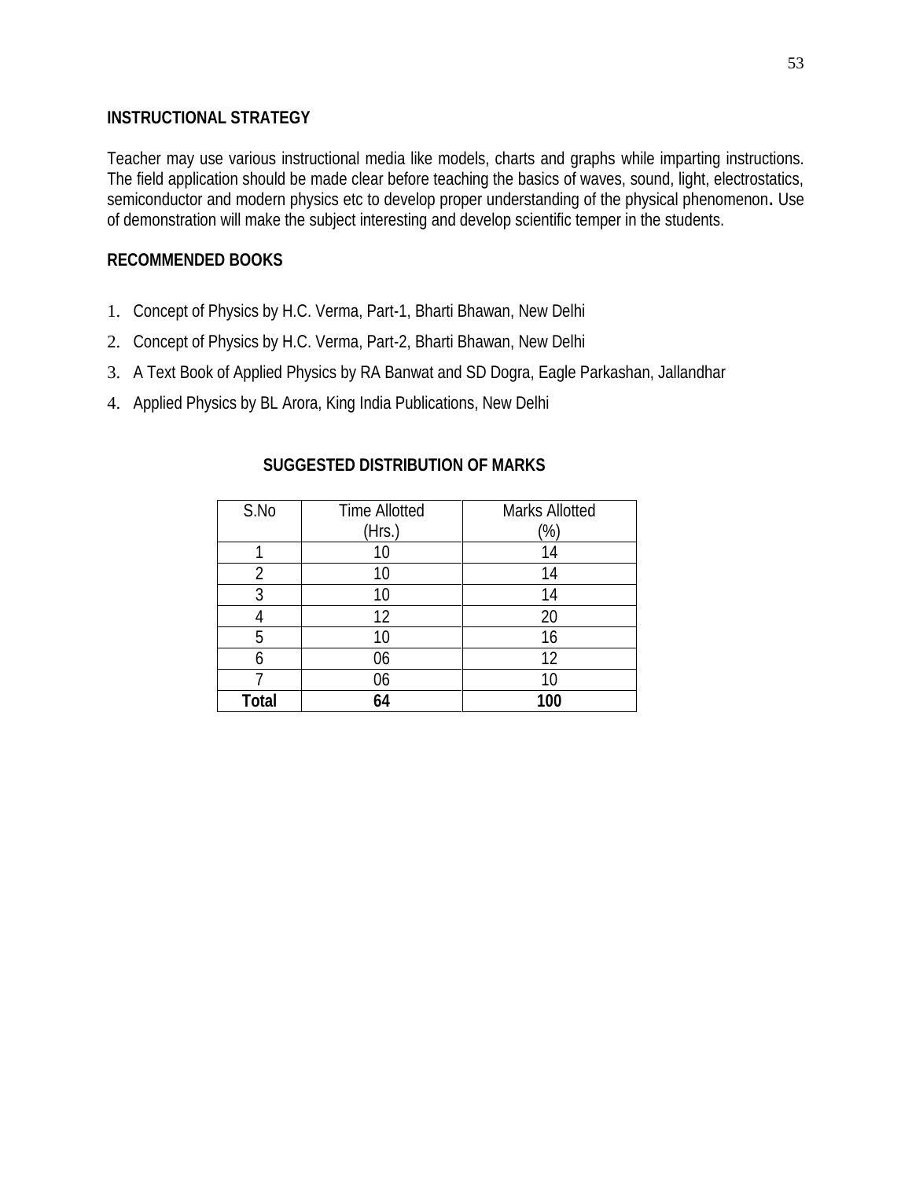## INSTRUCTIONAL STRATEGY

Teacher may use various instructional media like models, charts and graphs while imparting instructions. The field application should be made clear before teaching the basics of waves, sound, light, electrostatics, semiconductor and modern physics etc to develop proper understanding of the physical phenomenon**.** Use of demonstration will make the subject interesting and develop scientific temper in the students.

## RECOMMENDED BOOKS

1. Concept of Physics by H.C. Verma, Part-1, Bharti Bhawan, New Delhi
2. Concept of Physics by H.C. Verma, Part-2, Bharti Bhawan, New Delhi
3. A Text Book of Applied Physics by RA Banwat and SD Dogra, Eagle Parkashan, Jallandhar
4. Applied Physics by BL Arora, King India Publications, New Delhi

## SUGGESTED DISTRIBUTION OF MARKS

| S.No | Time Allotted (Hrs.) | Marks Allotted (%) |
|---|---|---|
| 1 | 10 | 14 |
| 2 | 10 | 14 |
| 3 | 10 | 14 |
| 4 | 12 | 20 |
| 5 | 10 | 16 |
| 6 | 06 | 12 |
| 7 | 06 | 10 |
| **Total** | **64** | **100** |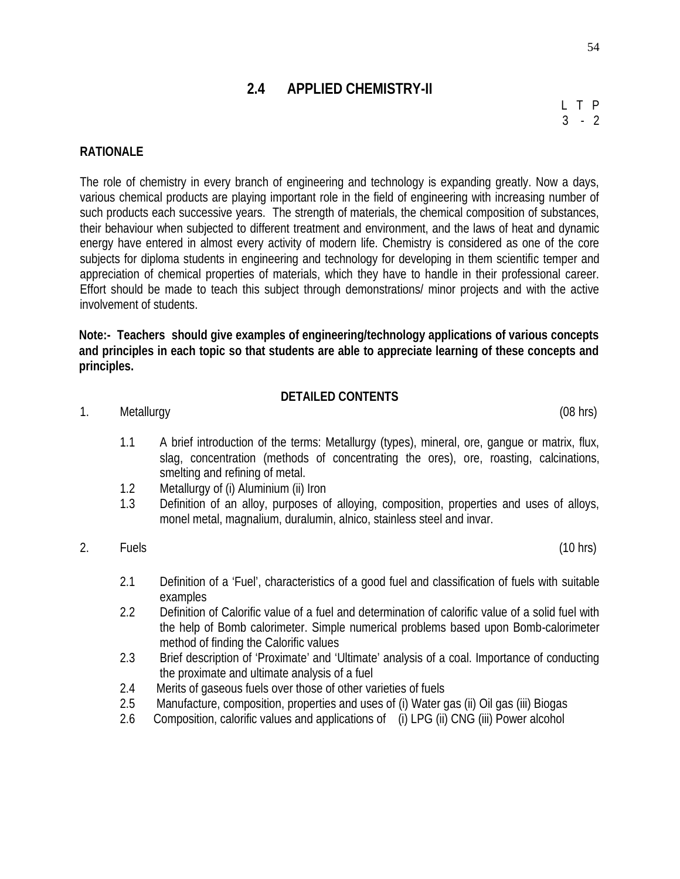## 2.4 APPLIED CHEMISTRY-II

| L | T | P |
|---|---|---|
| 3 | - | 2 |

### RATIONALE

The role of chemistry in every branch of engineering and technology is expanding greatly. Now a days, various chemical products are playing important role in the field of engineering with increasing number of such products each successive years. The strength of materials, the chemical composition of substances, their behaviour when subjected to different treatment and environment, and the laws of heat and dynamic energy have entered in almost every activity of modern life. Chemistry is considered as one of the core subjects for diploma students in engineering and technology for developing in them scientific temper and appreciation of chemical properties of materials, which they have to handle in their professional career. Effort should be made to teach this subject through demonstrations/ minor projects and with the active involvement of students.

**Note:- Teachers should give examples of engineering/technology applications of various concepts and principles in each topic so that students are able to appreciate learning of these concepts and principles.**

### DETAILED CONTENTS

1. Metallurgy (08 hrs)

   1.1 A brief introduction of the terms: Metallurgy (types), mineral, ore, gangue or matrix, flux, slag, concentration (methods of concentrating the ores), ore, roasting, calcinations, smelting and refining of metal.

   1.2 Metallurgy of (i) Aluminium (ii) Iron

   1.3 Definition of an alloy, purposes of alloying, composition, properties and uses of alloys, monel metal, magnalium, duralumin, alnico, stainless steel and invar.

2. Fuels (10 hrs)

   2.1 Definition of a 'Fuel', characteristics of a good fuel and classification of fuels with suitable examples

   2.2 Definition of Calorific value of a fuel and determination of calorific value of a solid fuel with the help of Bomb calorimeter. Simple numerical problems based upon Bomb-calorimeter method of finding the Calorific values

   2.3 Brief description of 'Proximate' and 'Ultimate' analysis of a coal. Importance of conducting the proximate and ultimate analysis of a fuel

   2.4 Merits of gaseous fuels over those of other varieties of fuels

   2.5 Manufacture, composition, properties and uses of (i) Water gas (ii) Oil gas (iii) Biogas

   2.6 Composition, calorific values and applications of (i) LPG (ii) CNG (iii) Power alcohol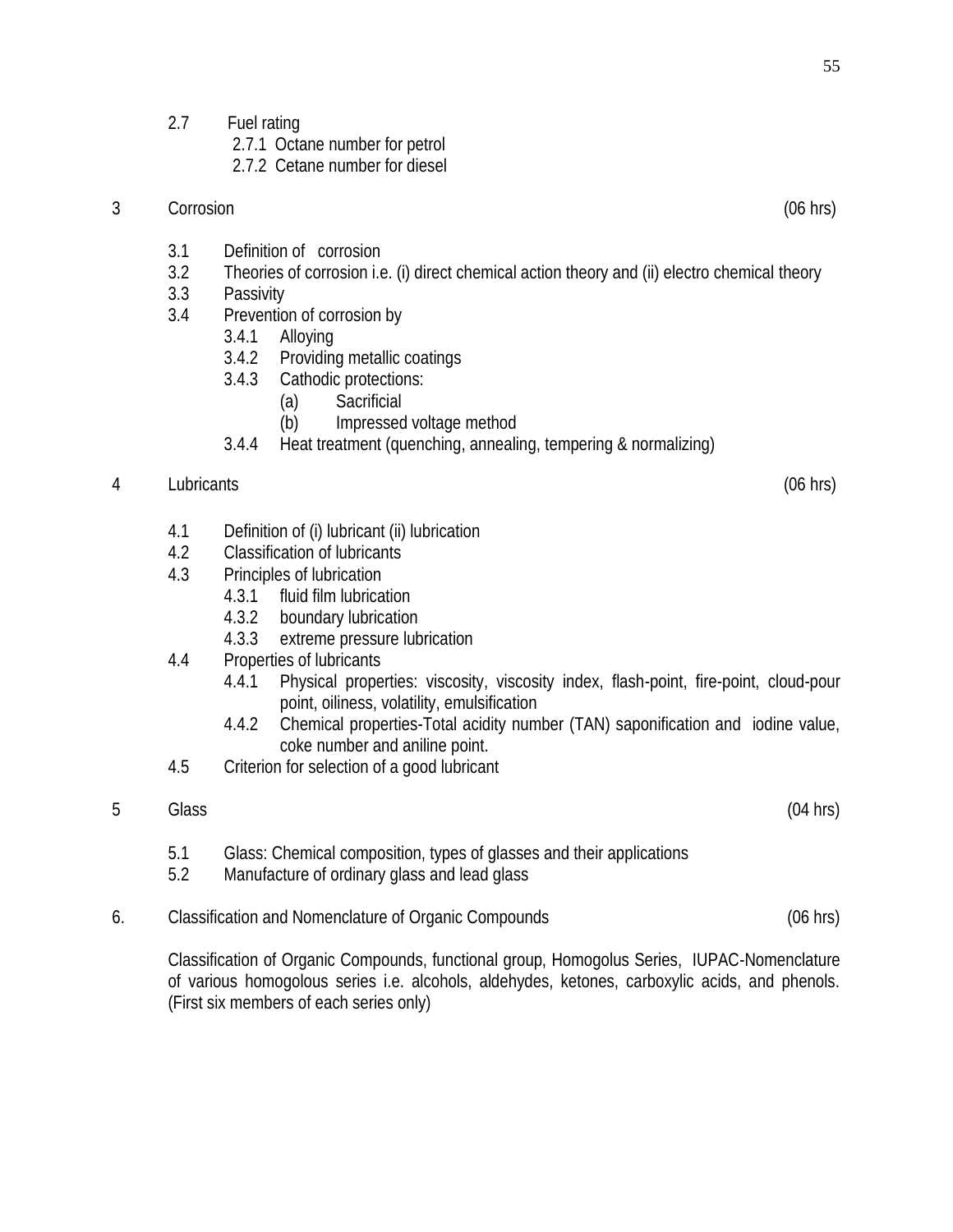2.7 Fuel rating

- 2.7.1 Octane number for petrol
- 2.7.2 Cetane number for diesel

## 3 Corrosion (06 hrs)

- 3.1 Definition of corrosion
- 3.2 Theories of corrosion i.e. (i) direct chemical action theory and (ii) electro chemical theory
- 3.3 Passivity
- 3.4 Prevention of corrosion by
  - 3.4.1 Alloying
  - 3.4.2 Providing metallic coatings
  - 3.4.3 Cathodic protections:
    - (a) Sacrificial
    - (b) Impressed voltage method
  - 3.4.4 Heat treatment (quenching, annealing, tempering & normalizing)

## 4 Lubricants (06 hrs)

- 4.1 Definition of (i) lubricant (ii) lubrication
- 4.2 Classification of lubricants
- 4.3 Principles of lubrication
  - 4.3.1 fluid film lubrication
  - 4.3.2 boundary lubrication
  - 4.3.3 extreme pressure lubrication
- 4.4 Properties of lubricants
  - 4.4.1 Physical properties: viscosity, viscosity index, flash-point, fire-point, cloud-pour point, oiliness, volatility, emulsification
  - 4.4.2 Chemical properties-Total acidity number (TAN) saponification and iodine value, coke number and aniline point.
- 4.5 Criterion for selection of a good lubricant

## 5 Glass (04 hrs)

- 5.1 Glass: Chemical composition, types of glasses and their applications
- 5.2 Manufacture of ordinary glass and lead glass

## 6. Classification and Nomenclature of Organic Compounds (06 hrs)

Classification of Organic Compounds, functional group, Homogolus Series, IUPAC-Nomenclature of various homogolous series i.e. alcohols, aldehydes, ketones, carboxylic acids, and phenols. (First six members of each series only)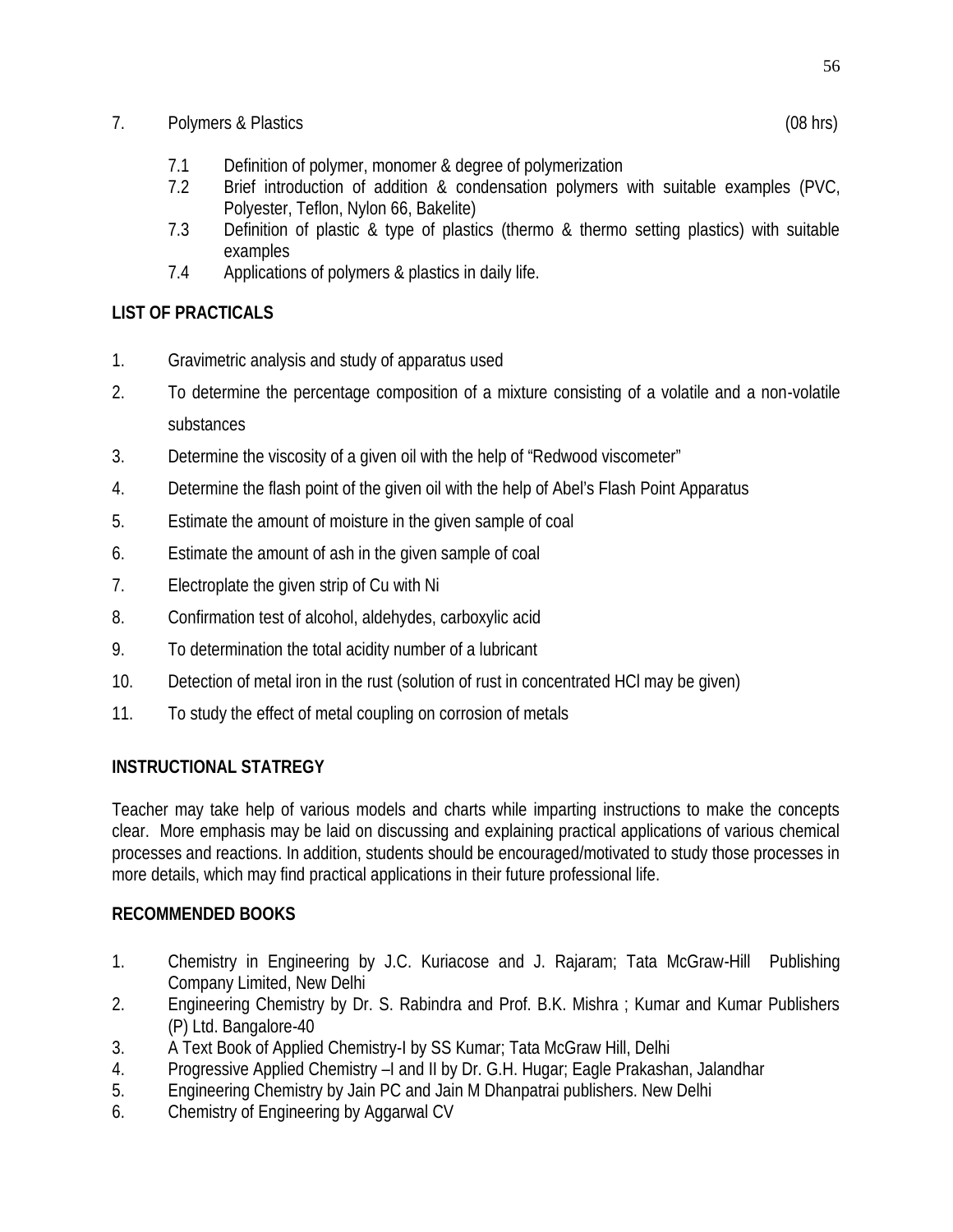7. Polymers & Plastics (08 hrs)

   7.1 Definition of polymer, monomer & degree of polymerization
   7.2 Brief introduction of addition & condensation polymers with suitable examples (PVC, Polyester, Teflon, Nylon 66, Bakelite)
   7.3 Definition of plastic & type of plastics (thermo & thermo setting plastics) with suitable examples
   7.4 Applications of polymers & plastics in daily life.

## LIST OF PRACTICALS

1. Gravimetric analysis and study of apparatus used
2. To determine the percentage composition of a mixture consisting of a volatile and a non-volatile substances
3. Determine the viscosity of a given oil with the help of "Redwood viscometer"
4. Determine the flash point of the given oil with the help of Abel's Flash Point Apparatus
5. Estimate the amount of moisture in the given sample of coal
6. Estimate the amount of ash in the given sample of coal
7. Electroplate the given strip of Cu with Ni
8. Confirmation test of alcohol, aldehydes, carboxylic acid
9. To determination the total acidity number of a lubricant
10. Detection of metal iron in the rust (solution of rust in concentrated HCl may be given)
11. To study the effect of metal coupling on corrosion of metals

## INSTRUCTIONAL STATREGY

Teacher may take help of various models and charts while imparting instructions to make the concepts clear. More emphasis may be laid on discussing and explaining practical applications of various chemical processes and reactions. In addition, students should be encouraged/motivated to study those processes in more details, which may find practical applications in their future professional life.

## RECOMMENDED BOOKS

1. Chemistry in Engineering by J.C. Kuriacose and J. Rajaram; Tata McGraw-Hill Publishing Company Limited, New Delhi
2. Engineering Chemistry by Dr. S. Rabindra and Prof. B.K. Mishra ; Kumar and Kumar Publishers (P) Ltd. Bangalore-40
3. A Text Book of Applied Chemistry-I by SS Kumar; Tata McGraw Hill, Delhi
4. Progressive Applied Chemistry –I and II by Dr. G.H. Hugar; Eagle Prakashan, Jalandhar
5. Engineering Chemistry by Jain PC and Jain M Dhanpatrai publishers. New Delhi
6. Chemistry of Engineering by Aggarwal CV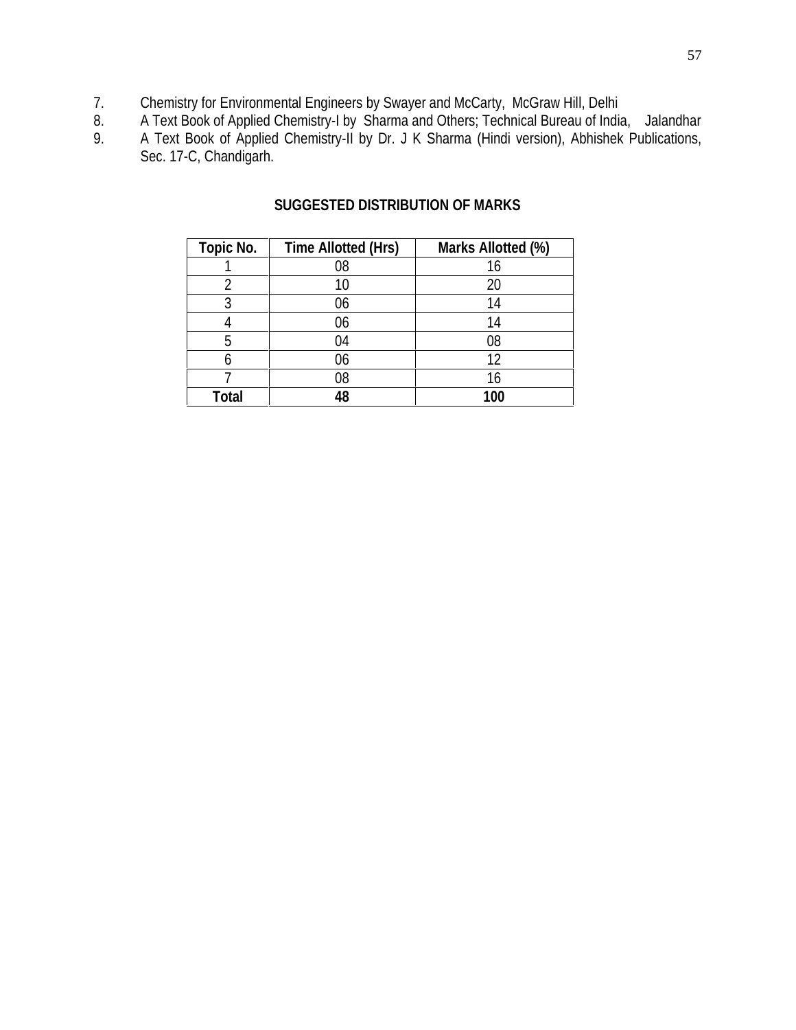7. Chemistry for Environmental Engineers by Swayer and McCarty, McGraw Hill, Delhi
8. A Text Book of Applied Chemistry-I by Sharma and Others; Technical Bureau of India, Jalandhar
9. A Text Book of Applied Chemistry-II by Dr. J K Sharma (Hindi version), Abhishek Publications, Sec. 17-C, Chandigarh.

## SUGGESTED DISTRIBUTION OF MARKS

| Topic No. | Time Allotted (Hrs) | Marks Allotted (%) |
|---|---|---|
| 1 | 08 | 16 |
| 2 | 10 | 20 |
| 3 | 06 | 14 |
| 4 | 06 | 14 |
| 5 | 04 | 08 |
| 6 | 06 | 12 |
| 7 | 08 | 16 |
| **Total** | **48** | **100** |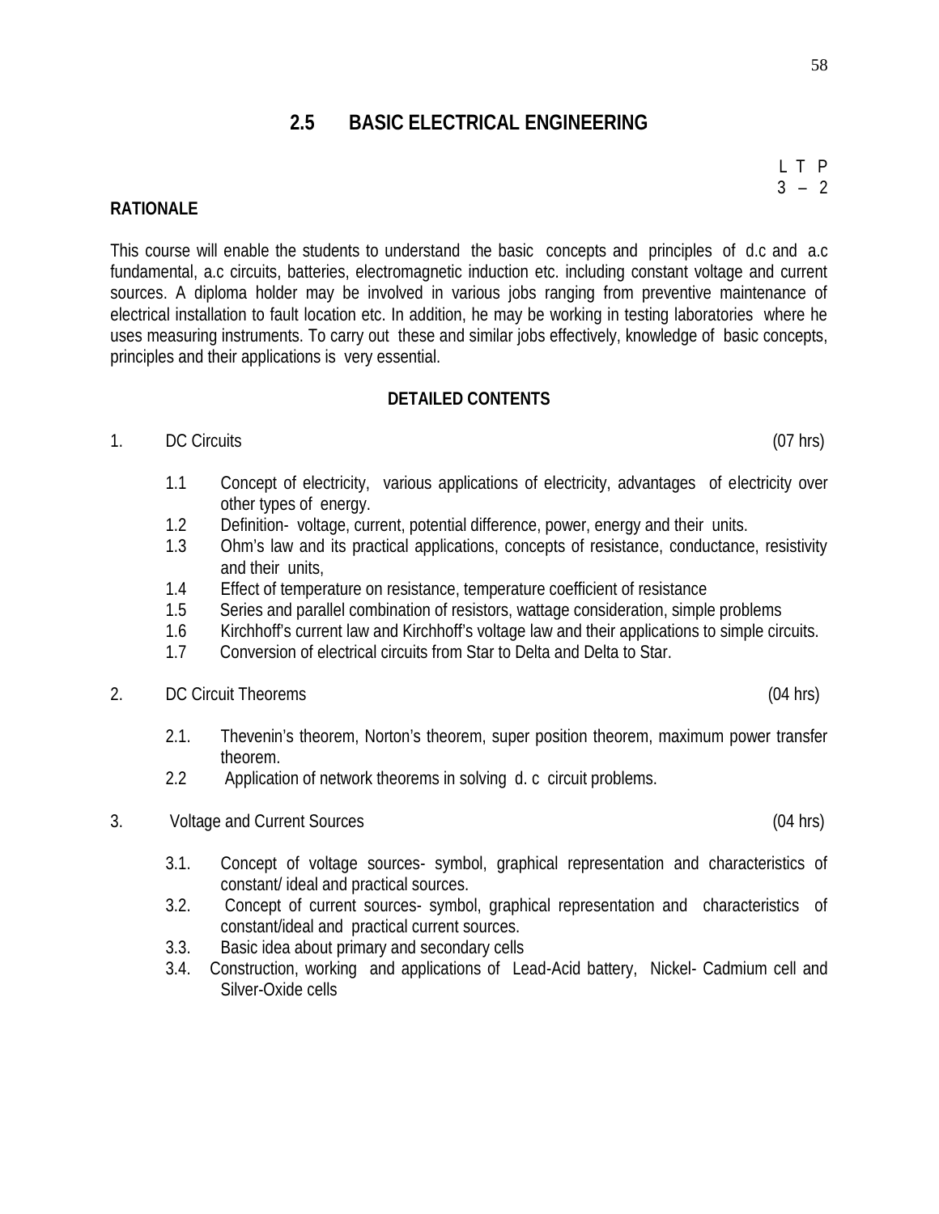## 2.5 BASIC ELECTRICAL ENGINEERING

L T P
3 – 2

### RATIONALE

This course will enable the students to understand the basic concepts and principles of d.c and a.c fundamental, a.c circuits, batteries, electromagnetic induction etc. including constant voltage and current sources. A diploma holder may be involved in various jobs ranging from preventive maintenance of electrical installation to fault location etc. In addition, he may be working in testing laboratories where he uses measuring instruments. To carry out these and similar jobs effectively, knowledge of basic concepts, principles and their applications is very essential.

### DETAILED CONTENTS

1. DC Circuits (07 hrs)

   1.1 Concept of electricity, various applications of electricity, advantages of electricity over other types of energy.
   1.2 Definition- voltage, current, potential difference, power, energy and their units.
   1.3 Ohm's law and its practical applications, concepts of resistance, conductance, resistivity and their units,
   1.4 Effect of temperature on resistance, temperature coefficient of resistance
   1.5 Series and parallel combination of resistors, wattage consideration, simple problems
   1.6 Kirchhoff's current law and Kirchhoff's voltage law and their applications to simple circuits.
   1.7 Conversion of electrical circuits from Star to Delta and Delta to Star.

2. DC Circuit Theorems (04 hrs)

   2.1. Thevenin's theorem, Norton's theorem, super position theorem, maximum power transfer theorem.
   2.2 Application of network theorems in solving d. c circuit problems.

3. Voltage and Current Sources (04 hrs)

   3.1. Concept of voltage sources- symbol, graphical representation and characteristics of constant/ ideal and practical sources.
   3.2. Concept of current sources- symbol, graphical representation and characteristics of constant/ideal and practical current sources.
   3.3. Basic idea about primary and secondary cells
   3.4. Construction, working and applications of Lead-Acid battery, Nickel- Cadmium cell and Silver-Oxide cells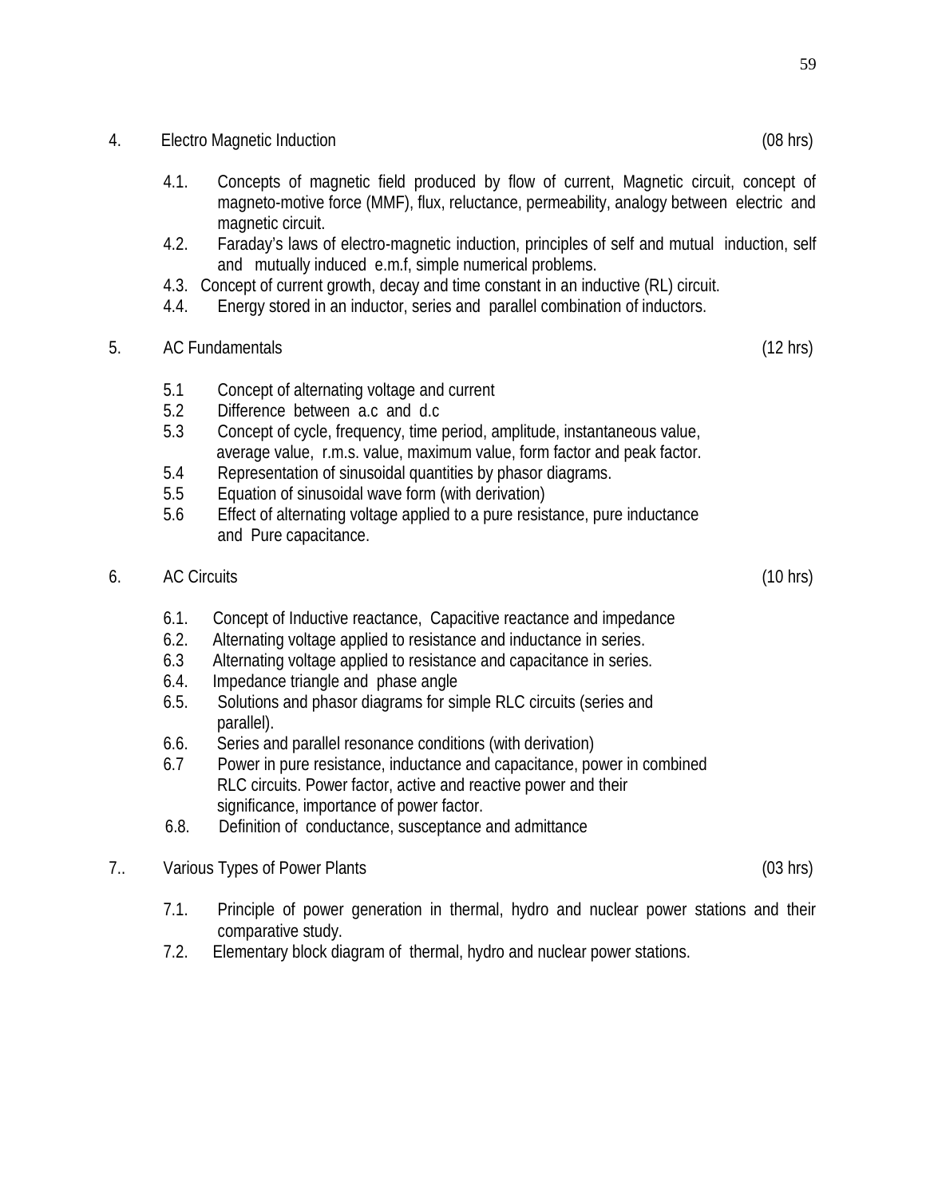4. Electro Magnetic Induction (08 hrs)

4.1. Concepts of magnetic field produced by flow of current, Magnetic circuit, concept of magneto-motive force (MMF), flux, reluctance, permeability, analogy between electric and magnetic circuit.
4.2. Faraday's laws of electro-magnetic induction, principles of self and mutual induction, self and mutually induced e.m.f, simple numerical problems.
4.3. Concept of current growth, decay and time constant in an inductive (RL) circuit.
4.4. Energy stored in an inductor, series and parallel combination of inductors.

5. AC Fundamentals (12 hrs)

5.1 Concept of alternating voltage and current
5.2 Difference between a.c and d.c
5.3 Concept of cycle, frequency, time period, amplitude, instantaneous value, average value, r.m.s. value, maximum value, form factor and peak factor.
5.4 Representation of sinusoidal quantities by phasor diagrams.
5.5 Equation of sinusoidal wave form (with derivation)
5.6 Effect of alternating voltage applied to a pure resistance, pure inductance and Pure capacitance.

6. AC Circuits (10 hrs)

6.1. Concept of Inductive reactance, Capacitive reactance and impedance
6.2. Alternating voltage applied to resistance and inductance in series.
6.3 Alternating voltage applied to resistance and capacitance in series.
6.4. Impedance triangle and phase angle
6.5. Solutions and phasor diagrams for simple RLC circuits (series and parallel).
6.6. Series and parallel resonance conditions (with derivation)
6.7 Power in pure resistance, inductance and capacitance, power in combined RLC circuits. Power factor, active and reactive power and their significance, importance of power factor.
6.8. Definition of conductance, susceptance and admittance

7.. Various Types of Power Plants (03 hrs)

7.1. Principle of power generation in thermal, hydro and nuclear power stations and their comparative study.
7.2. Elementary block diagram of thermal, hydro and nuclear power stations.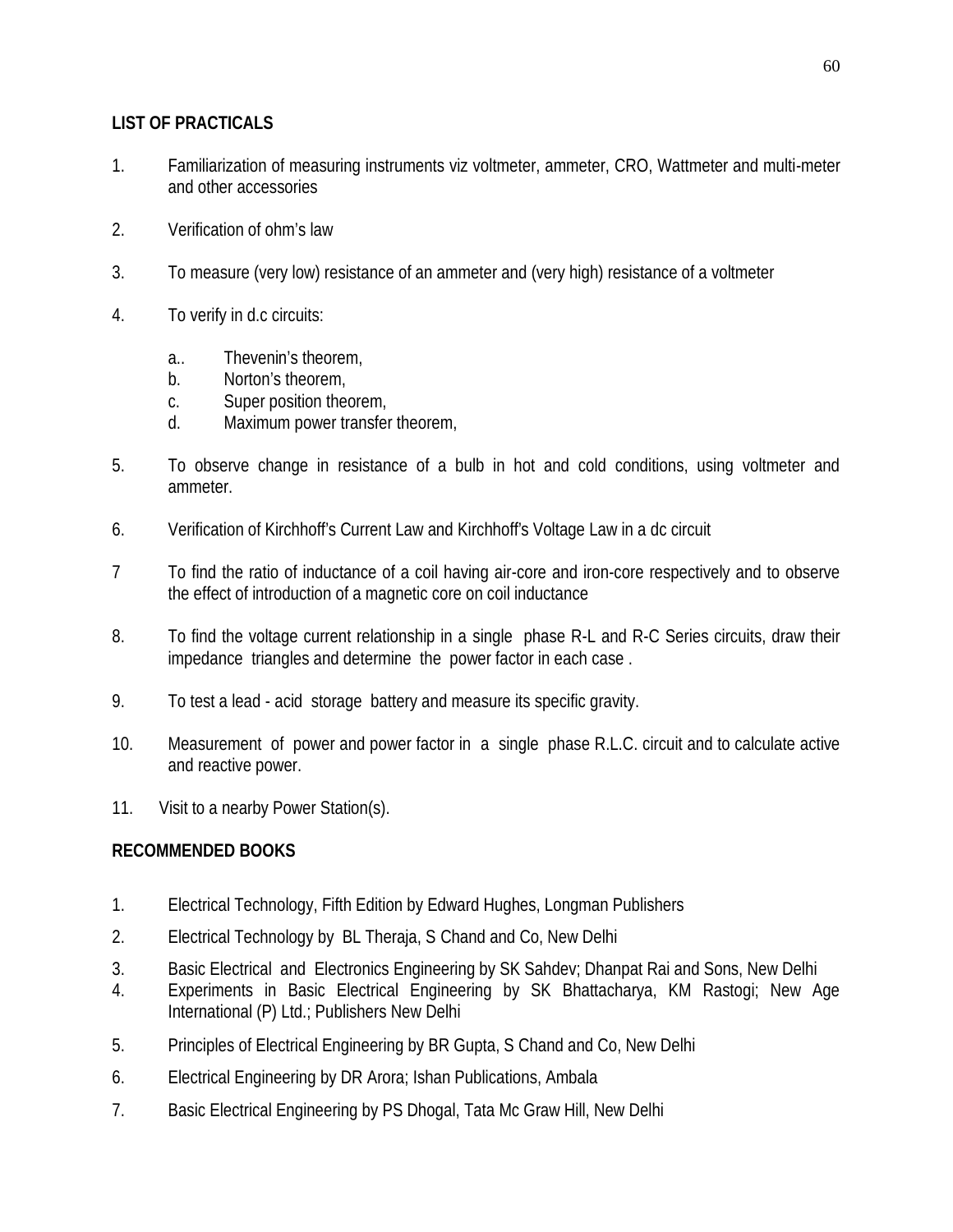**LIST OF PRACTICALS**

1. Familiarization of measuring instruments viz voltmeter, ammeter, CRO, Wattmeter and multi-meter and other accessories

2. Verification of ohm's law

3. To measure (very low) resistance of an ammeter and (very high) resistance of a voltmeter

4. To verify in d.c circuits:

   a.. Thevenin's theorem,
   b. Norton's theorem,
   c. Super position theorem,
   d. Maximum power transfer theorem,

5. To observe change in resistance of a bulb in hot and cold conditions, using voltmeter and ammeter.

6. Verification of Kirchhoff's Current Law and Kirchhoff's Voltage Law in a dc circuit

7 To find the ratio of inductance of a coil having air-core and iron-core respectively and to observe the effect of introduction of a magnetic core on coil inductance

8. To find the voltage current relationship in a single phase R-L and R-C Series circuits, draw their impedance triangles and determine the power factor in each case .

9. To test a lead - acid storage battery and measure its specific gravity.

10. Measurement of power and power factor in a single phase R.L.C. circuit and to calculate active and reactive power.

11. Visit to a nearby Power Station(s).

**RECOMMENDED BOOKS**

1. Electrical Technology, Fifth Edition by Edward Hughes, Longman Publishers

2. Electrical Technology by BL Theraja, S Chand and Co, New Delhi

3. Basic Electrical and Electronics Engineering by SK Sahdev; Dhanpat Rai and Sons, New Delhi

4. Experiments in Basic Electrical Engineering by SK Bhattacharya, KM Rastogi; New Age International (P) Ltd.; Publishers New Delhi

5. Principles of Electrical Engineering by BR Gupta, S Chand and Co, New Delhi

6. Electrical Engineering by DR Arora; Ishan Publications, Ambala

7. Basic Electrical Engineering by PS Dhogal, Tata Mc Graw Hill, New Delhi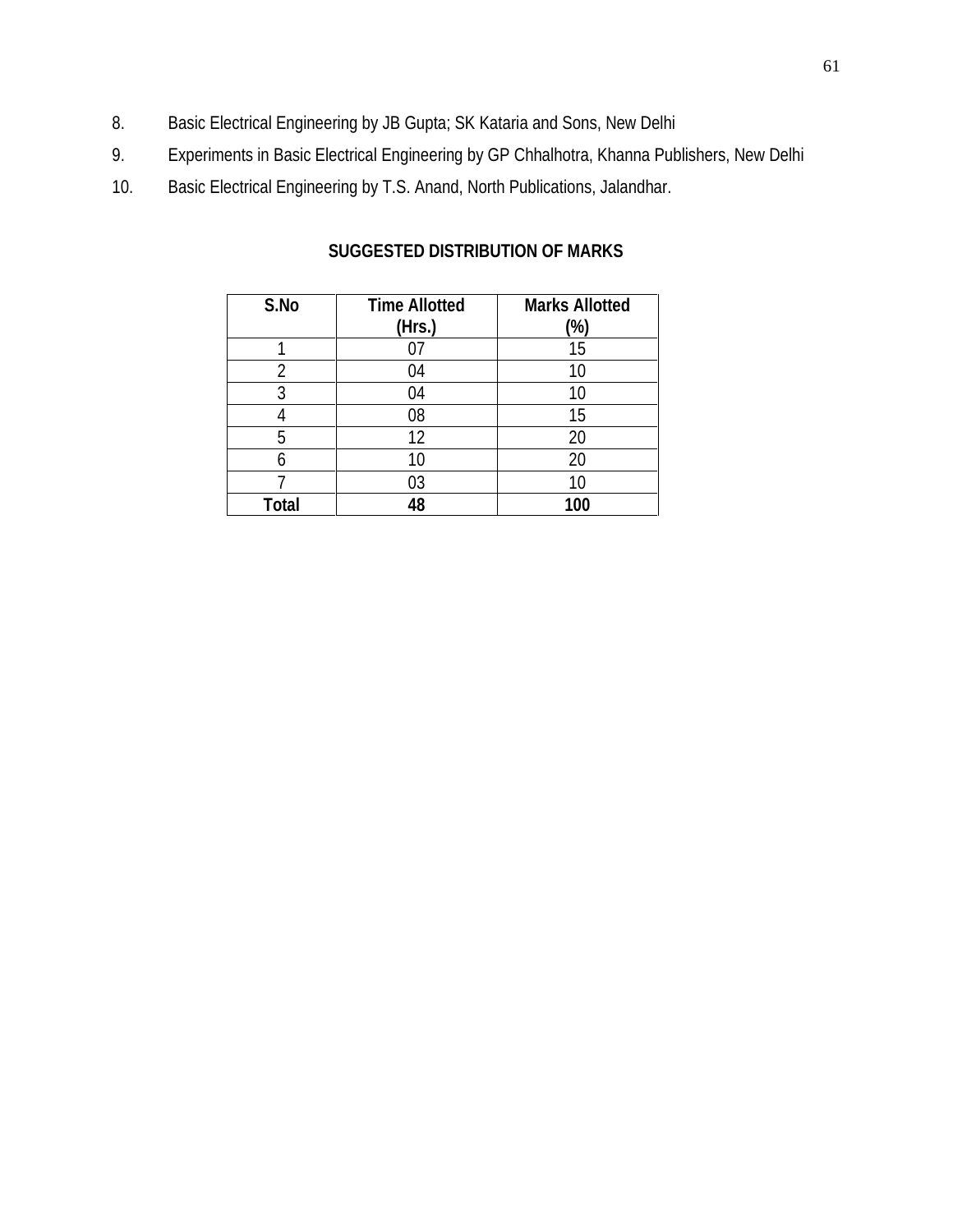8. Basic Electrical Engineering by JB Gupta; SK Kataria and Sons, New Delhi
9. Experiments in Basic Electrical Engineering by GP Chhalhotra, Khanna Publishers, New Delhi
10. Basic Electrical Engineering by T.S. Anand, North Publications, Jalandhar.

## SUGGESTED DISTRIBUTION OF MARKS

| S.No | Time Allotted (Hrs.) | Marks Allotted (%) |
|---|---|---|
| 1 | 07 | 15 |
| 2 | 04 | 10 |
| 3 | 04 | 10 |
| 4 | 08 | 15 |
| 5 | 12 | 20 |
| 6 | 10 | 20 |
| 7 | 03 | 10 |
| **Total** | **48** | **100** |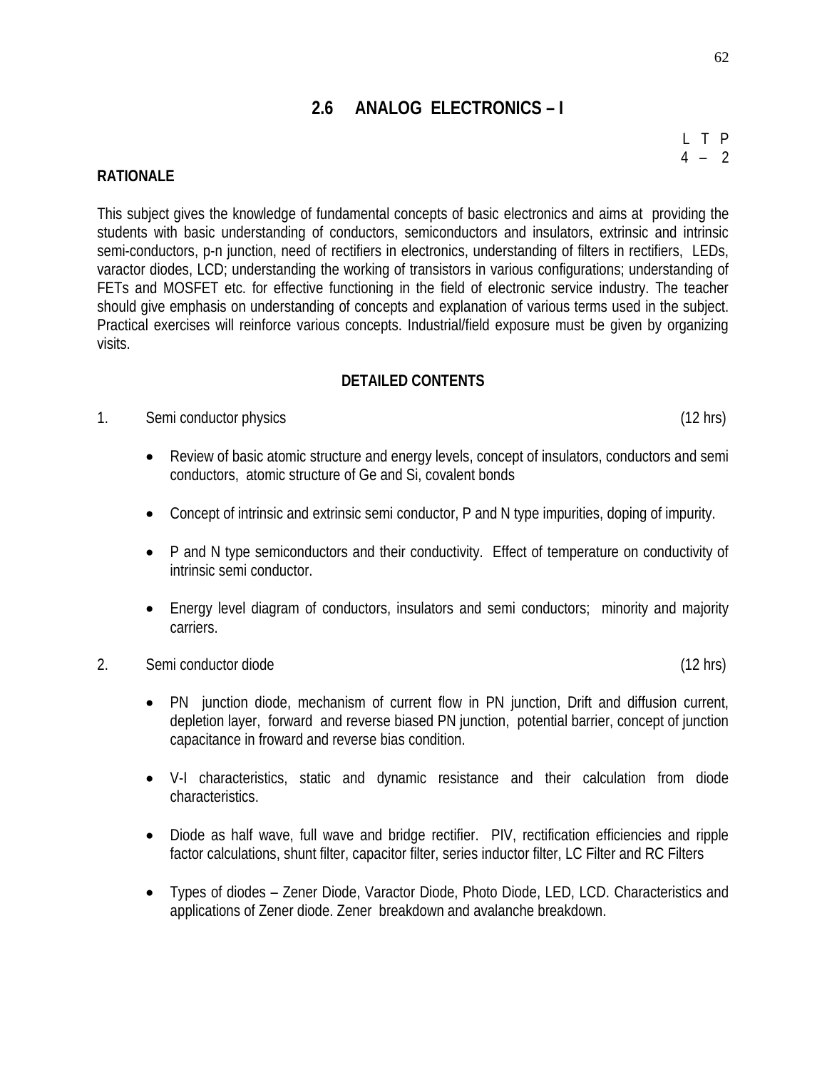## 2.6 ANALOG ELECTRONICS – I

| L | T | P |
|---|---|---|
| 4 | – | 2 |

**RATIONALE**

This subject gives the knowledge of fundamental concepts of basic electronics and aims at providing the students with basic understanding of conductors, semiconductors and insulators, extrinsic and intrinsic semi-conductors, p-n junction, need of rectifiers in electronics, understanding of filters in rectifiers, LEDs, varactor diodes, LCD; understanding the working of transistors in various configurations; understanding of FETs and MOSFET etc. for effective functioning in the field of electronic service industry. The teacher should give emphasis on understanding of concepts and explanation of various terms used in the subject. Practical exercises will reinforce various concepts. Industrial/field exposure must be given by organizing visits.

**DETAILED CONTENTS**

1. Semi conductor physics (12 hrs)

   - Review of basic atomic structure and energy levels, concept of insulators, conductors and semi conductors, atomic structure of Ge and Si, covalent bonds
   - Concept of intrinsic and extrinsic semi conductor, P and N type impurities, doping of impurity.
   - P and N type semiconductors and their conductivity. Effect of temperature on conductivity of intrinsic semi conductor.
   - Energy level diagram of conductors, insulators and semi conductors; minority and majority carriers.

2. Semi conductor diode (12 hrs)

   - PN junction diode, mechanism of current flow in PN junction, Drift and diffusion current, depletion layer, forward and reverse biased PN junction, potential barrier, concept of junction capacitance in froward and reverse bias condition.
   - V-I characteristics, static and dynamic resistance and their calculation from diode characteristics.
   - Diode as half wave, full wave and bridge rectifier. PIV, rectification efficiencies and ripple factor calculations, shunt filter, capacitor filter, series inductor filter, LC Filter and RC Filters
   - Types of diodes – Zener Diode, Varactor Diode, Photo Diode, LED, LCD. Characteristics and applications of Zener diode. Zener breakdown and avalanche breakdown.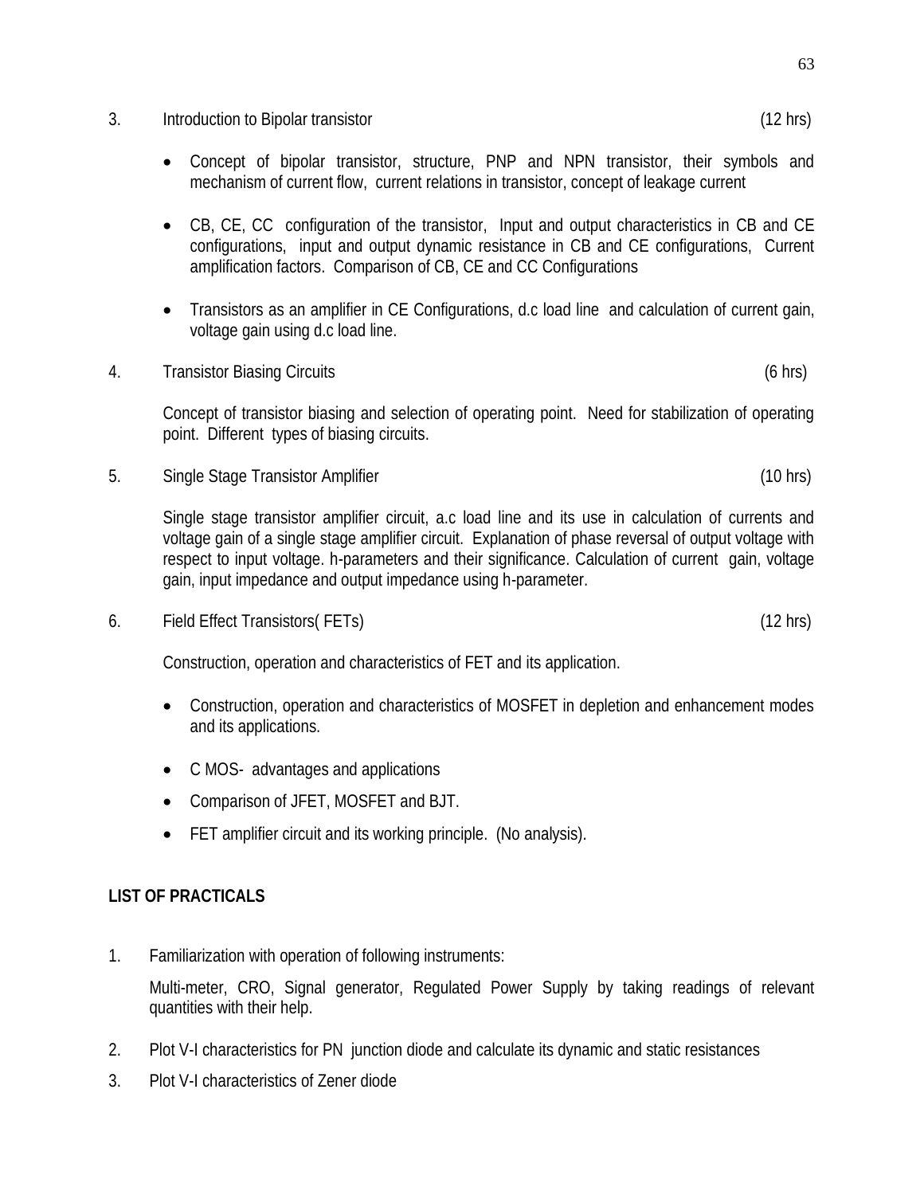3. Introduction to Bipolar transistor (12 hrs)

- Concept of bipolar transistor, structure, PNP and NPN transistor, their symbols and mechanism of current flow, current relations in transistor, concept of leakage current

- CB, CE, CC configuration of the transistor, Input and output characteristics in CB and CE configurations, input and output dynamic resistance in CB and CE configurations, Current amplification factors. Comparison of CB, CE and CC Configurations

- Transistors as an amplifier in CE Configurations, d.c load line and calculation of current gain, voltage gain using d.c load line.

4. Transistor Biasing Circuits (6 hrs)

   Concept of transistor biasing and selection of operating point. Need for stabilization of operating point. Different types of biasing circuits.

5. Single Stage Transistor Amplifier (10 hrs)

   Single stage transistor amplifier circuit, a.c load line and its use in calculation of currents and voltage gain of a single stage amplifier circuit. Explanation of phase reversal of output voltage with respect to input voltage. h-parameters and their significance. Calculation of current gain, voltage gain, input impedance and output impedance using h-parameter.

6. Field Effect Transistors( FETs) (12 hrs)

   Construction, operation and characteristics of FET and its application.

- Construction, operation and characteristics of MOSFET in depletion and enhancement modes and its applications.

- C MOS- advantages and applications

- Comparison of JFET, MOSFET and BJT.

- FET amplifier circuit and its working principle. (No analysis).

**LIST OF PRACTICALS**

1. Familiarization with operation of following instruments:

   Multi-meter, CRO, Signal generator, Regulated Power Supply by taking readings of relevant quantities with their help.

2. Plot V-I characteristics for PN junction diode and calculate its dynamic and static resistances

3. Plot V-I characteristics of Zener diode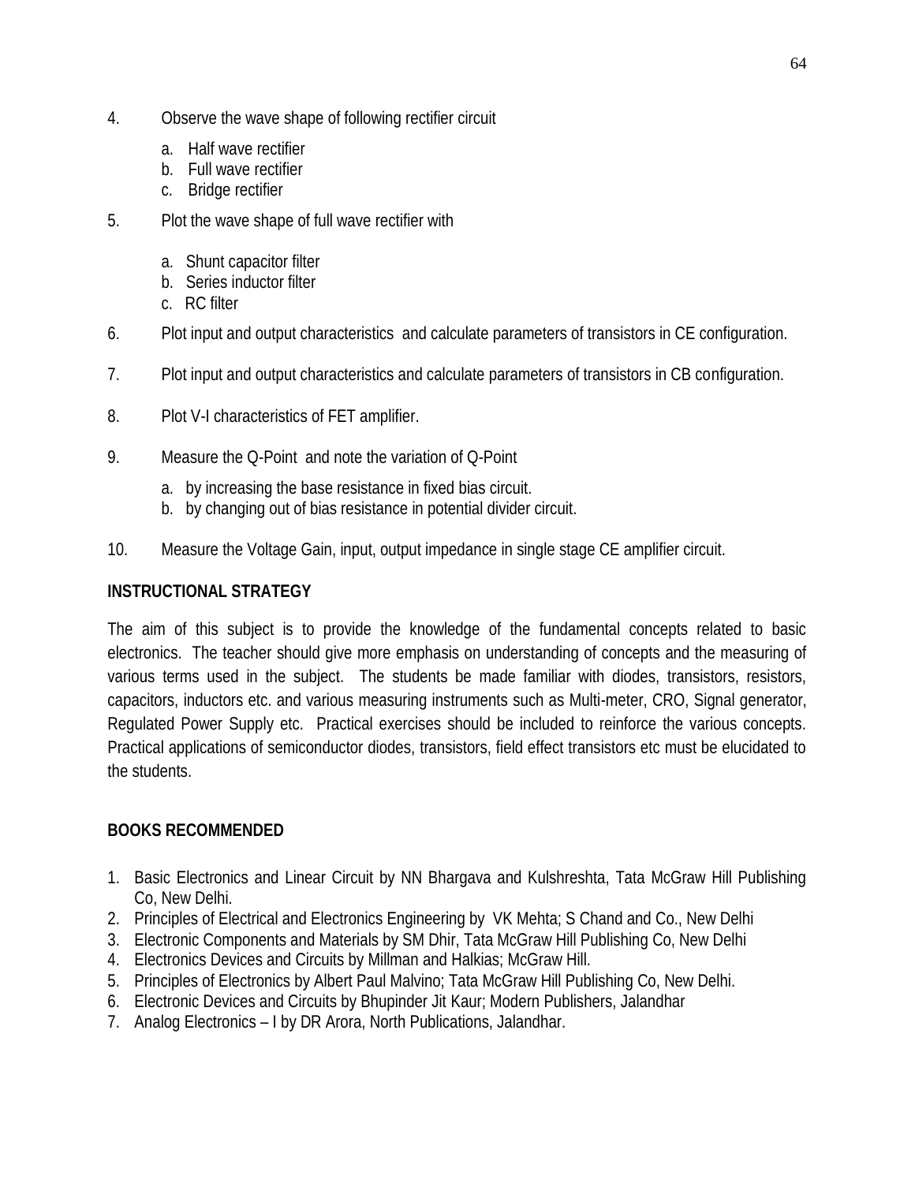4. Observe the wave shape of following rectifier circuit

    a. Half wave rectifier
    b. Full wave rectifier
    c. Bridge rectifier

5. Plot the wave shape of full wave rectifier with

    a. Shunt capacitor filter
    b. Series inductor filter
    c. RC filter

6. Plot input and output characteristics and calculate parameters of transistors in CE configuration.

7. Plot input and output characteristics and calculate parameters of transistors in CB configuration.

8. Plot V-I characteristics of FET amplifier.

9. Measure the Q-Point and note the variation of Q-Point

    a. by increasing the base resistance in fixed bias circuit.
    b. by changing out of bias resistance in potential divider circuit.

10. Measure the Voltage Gain, input, output impedance in single stage CE amplifier circuit.

## INSTRUCTIONAL STRATEGY

The aim of this subject is to provide the knowledge of the fundamental concepts related to basic electronics. The teacher should give more emphasis on understanding of concepts and the measuring of various terms used in the subject. The students be made familiar with diodes, transistors, resistors, capacitors, inductors etc. and various measuring instruments such as Multi-meter, CRO, Signal generator, Regulated Power Supply etc. Practical exercises should be included to reinforce the various concepts. Practical applications of semiconductor diodes, transistors, field effect transistors etc must be elucidated to the students.

## BOOKS RECOMMENDED

1. Basic Electronics and Linear Circuit by NN Bhargava and Kulshreshta, Tata McGraw Hill Publishing Co, New Delhi.
2. Principles of Electrical and Electronics Engineering by VK Mehta; S Chand and Co., New Delhi
3. Electronic Components and Materials by SM Dhir, Tata McGraw Hill Publishing Co, New Delhi
4. Electronics Devices and Circuits by Millman and Halkias; McGraw Hill.
5. Principles of Electronics by Albert Paul Malvino; Tata McGraw Hill Publishing Co, New Delhi.
6. Electronic Devices and Circuits by Bhupinder Jit Kaur; Modern Publishers, Jalandhar
7. Analog Electronics – I by DR Arora, North Publications, Jalandhar.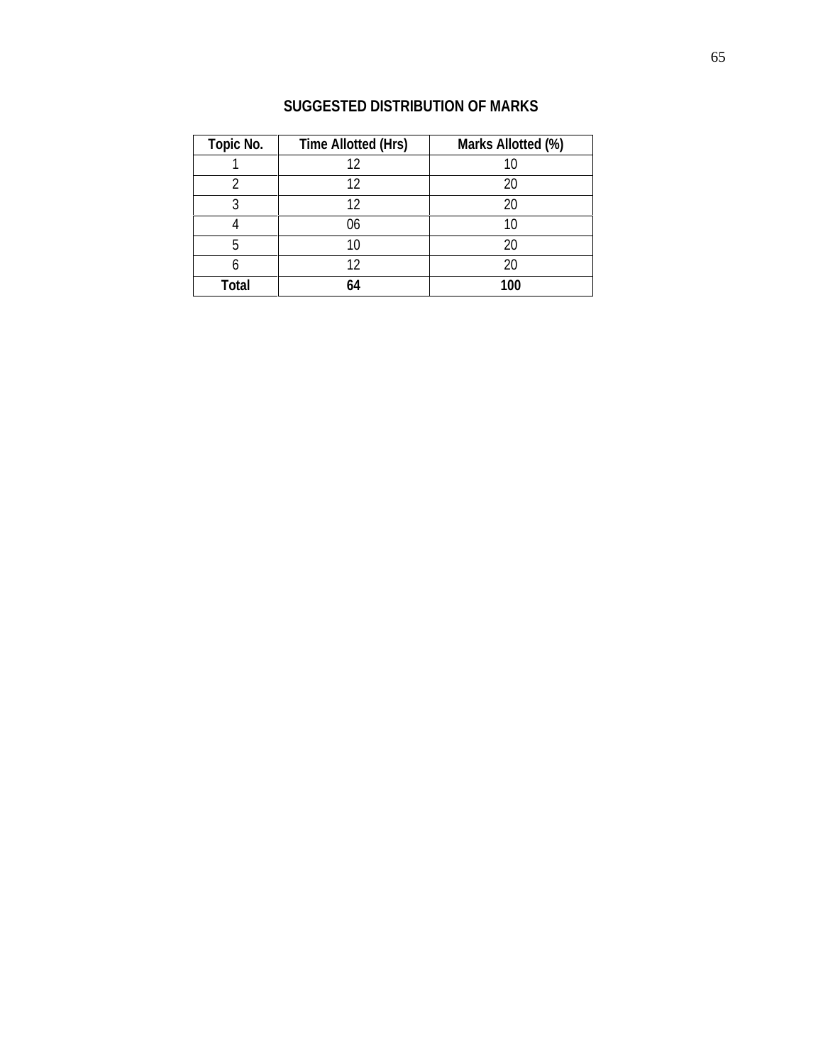## SUGGESTED DISTRIBUTION OF MARKS

| Topic No. | Time Allotted (Hrs) | Marks Allotted (%) |
|---|---|---|
| 1 | 12 | 10 |
| 2 | 12 | 20 |
| 3 | 12 | 20 |
| 4 | 06 | 10 |
| 5 | 10 | 20 |
| 6 | 12 | 20 |
| **Total** | **64** | **100** |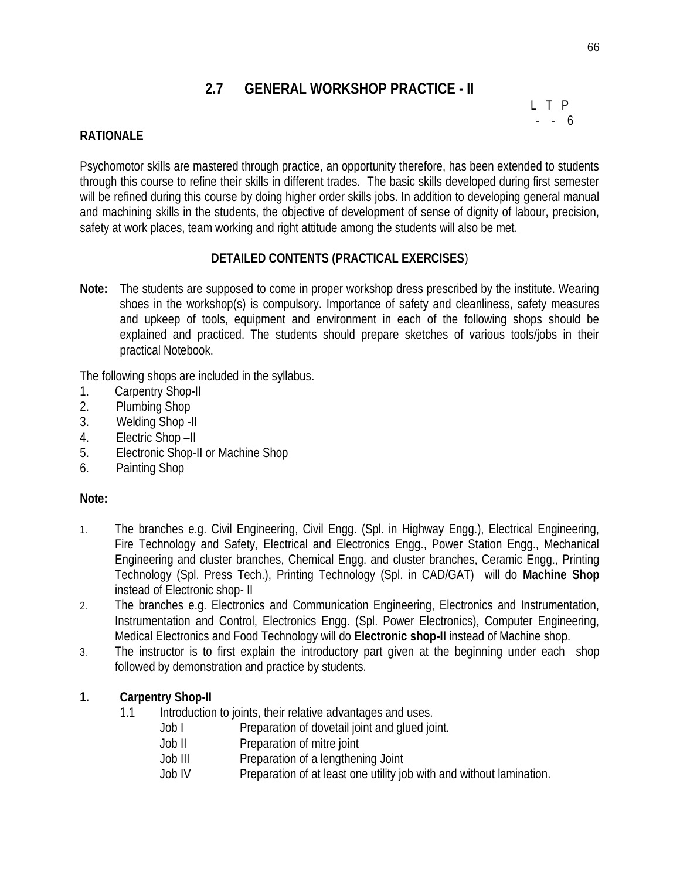## 2.7 GENERAL WORKSHOP PRACTICE - II

| L | T | P |
|---|---|---|
| - | - | 6 |

**RATIONALE**

Psychomotor skills are mastered through practice, an opportunity therefore, has been extended to students through this course to refine their skills in different trades. The basic skills developed during first semester will be refined during this course by doing higher order skills jobs. In addition to developing general manual and machining skills in the students, the objective of development of sense of dignity of labour, precision, safety at work places, team working and right attitude among the students will also be met.

**DETAILED CONTENTS (PRACTICAL EXERCISES)**

**Note:** The students are supposed to come in proper workshop dress prescribed by the institute. Wearing shoes in the workshop(s) is compulsory. Importance of safety and cleanliness, safety measures and upkeep of tools, equipment and environment in each of the following shops should be explained and practiced. The students should prepare sketches of various tools/jobs in their practical Notebook.

The following shops are included in the syllabus.

1. Carpentry Shop-II
2. Plumbing Shop
3. Welding Shop -II
4. Electric Shop –II
5. Electronic Shop-II or Machine Shop
6. Painting Shop

**Note:**

1. The branches e.g. Civil Engineering, Civil Engg. (Spl. in Highway Engg.), Electrical Engineering, Fire Technology and Safety, Electrical and Electronics Engg., Power Station Engg., Mechanical Engineering and cluster branches, Chemical Engg. and cluster branches, Ceramic Engg., Printing Technology (Spl. Press Tech.), Printing Technology (Spl. in CAD/GAT) will do **Machine Shop** instead of Electronic shop- II
2. The branches e.g. Electronics and Communication Engineering, Electronics and Instrumentation, Instrumentation and Control, Electronics Engg. (Spl. Power Electronics), Computer Engineering, Medical Electronics and Food Technology will do **Electronic shop-II** instead of Machine shop.
3. The instructor is to first explain the introductory part given at the beginning under each shop followed by demonstration and practice by students.

**1. Carpentry Shop-II**

1.1 Introduction to joints, their relative advantages and uses.

- Job I Preparation of dovetail joint and glued joint.
- Job II Preparation of mitre joint
- Job III Preparation of a lengthening Joint
- Job IV Preparation of at least one utility job with and without lamination.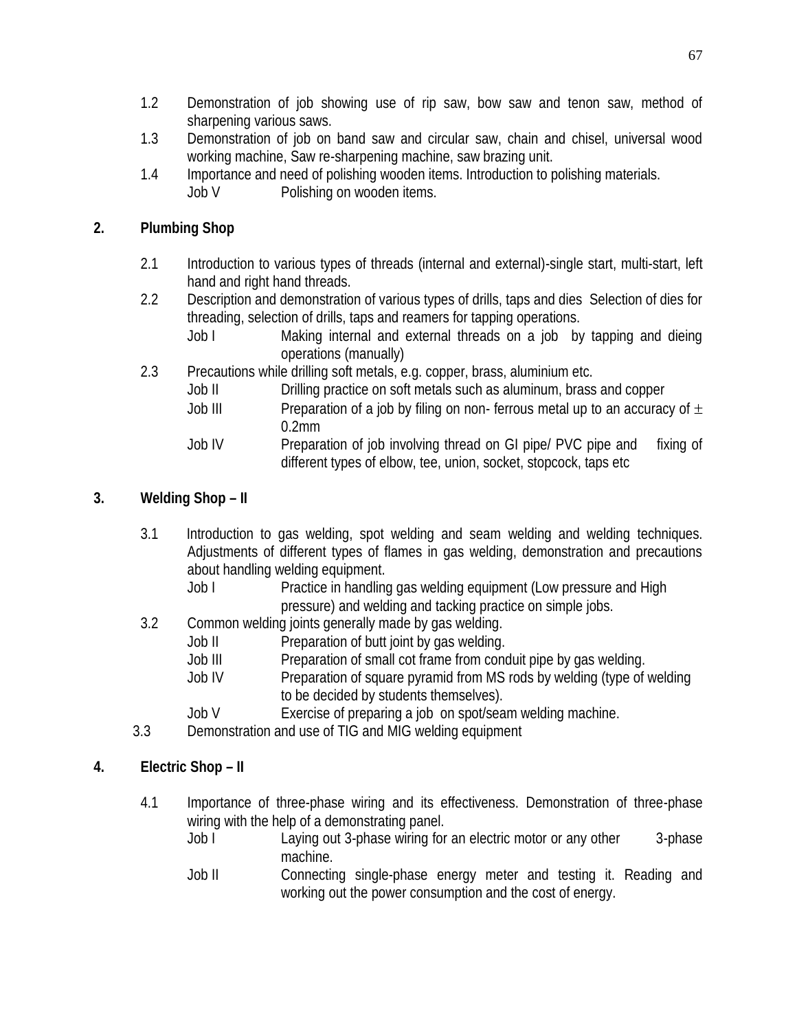1.2 Demonstration of job showing use of rip saw, bow saw and tenon saw, method of sharpening various saws.

1.3 Demonstration of job on band saw and circular saw, chain and chisel, universal wood working machine, Saw re-sharpening machine, saw brazing unit.

1.4 Importance and need of polishing wooden items. Introduction to polishing materials.

Job V Polishing on wooden items.

**2. Plumbing Shop**

2.1 Introduction to various types of threads (internal and external)-single start, multi-start, left hand and right hand threads.

2.2 Description and demonstration of various types of drills, taps and dies Selection of dies for threading, selection of drills, taps and reamers for tapping operations.

Job I Making internal and external threads on a job by tapping and dieing operations (manually)

2.3 Precautions while drilling soft metals, e.g. copper, brass, aluminium etc.

Job II Drilling practice on soft metals such as aluminum, brass and copper

Job III Preparation of a job by filing on non- ferrous metal up to an accuracy of $\pm$ 0.2mm

Job IV Preparation of job involving thread on GI pipe/ PVC pipe and fixing of different types of elbow, tee, union, socket, stopcock, taps etc

**3. Welding Shop – II**

3.1 Introduction to gas welding, spot welding and seam welding and welding techniques. Adjustments of different types of flames in gas welding, demonstration and precautions about handling welding equipment.

Job I Practice in handling gas welding equipment (Low pressure and High pressure) and welding and tacking practice on simple jobs.

3.2 Common welding joints generally made by gas welding.

Job II Preparation of butt joint by gas welding.

Job III Preparation of small cot frame from conduit pipe by gas welding.

Job IV Preparation of square pyramid from MS rods by welding (type of welding to be decided by students themselves).

Job V Exercise of preparing a job on spot/seam welding machine.

3.3 Demonstration and use of TIG and MIG welding equipment

**4. Electric Shop – II**

4.1 Importance of three-phase wiring and its effectiveness. Demonstration of three-phase wiring with the help of a demonstrating panel.

Job I Laying out 3-phase wiring for an electric motor or any other 3-phase machine.

Job II Connecting single-phase energy meter and testing it. Reading and working out the power consumption and the cost of energy.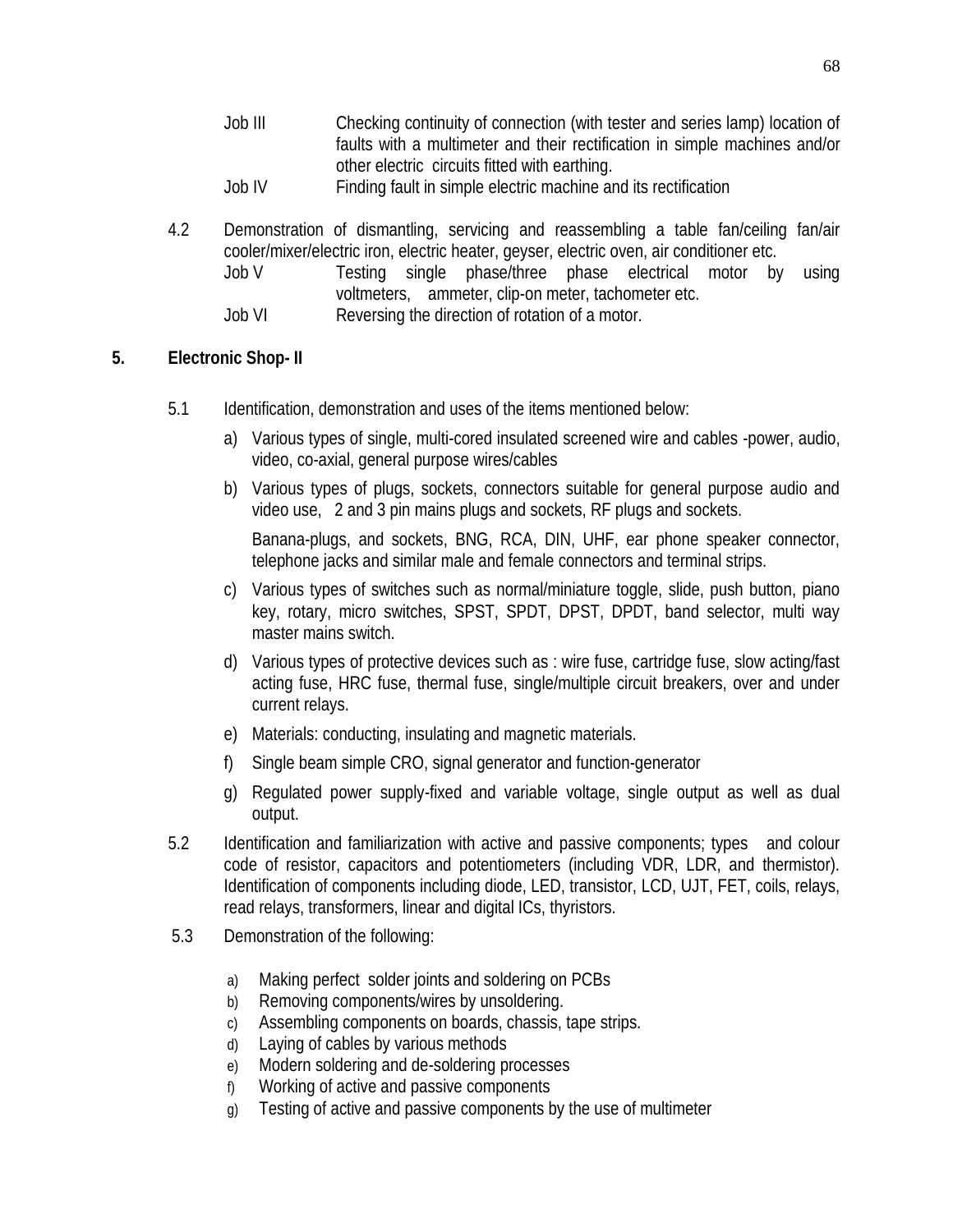Job III Checking continuity of connection (with tester and series lamp) location of faults with a multimeter and their rectification in simple machines and/or other electric circuits fitted with earthing.

Job IV Finding fault in simple electric machine and its rectification

4.2 Demonstration of dismantling, servicing and reassembling a table fan/ceiling fan/air cooler/mixer/electric iron, electric heater, geyser, electric oven, air conditioner etc.

Job V Testing single phase/three phase electrical motor by using voltmeters, ammeter, clip-on meter, tachometer etc.

Job VI Reversing the direction of rotation of a motor.

## 5. Electronic Shop- II

5.1 Identification, demonstration and uses of the items mentioned below:

a) Various types of single, multi-cored insulated screened wire and cables -power, audio, video, co-axial, general purpose wires/cables

b) Various types of plugs, sockets, connectors suitable for general purpose audio and video use, 2 and 3 pin mains plugs and sockets, RF plugs and sockets.

   Banana-plugs, and sockets, BNG, RCA, DIN, UHF, ear phone speaker connector, telephone jacks and similar male and female connectors and terminal strips.

c) Various types of switches such as normal/miniature toggle, slide, push button, piano key, rotary, micro switches, SPST, SPDT, DPST, DPDT, band selector, multi way master mains switch.

d) Various types of protective devices such as : wire fuse, cartridge fuse, slow acting/fast acting fuse, HRC fuse, thermal fuse, single/multiple circuit breakers, over and under current relays.

e) Materials: conducting, insulating and magnetic materials.

f) Single beam simple CRO, signal generator and function-generator

g) Regulated power supply-fixed and variable voltage, single output as well as dual output.

5.2 Identification and familiarization with active and passive components; types and colour code of resistor, capacitors and potentiometers (including VDR, LDR, and thermistor). Identification of components including diode, LED, transistor, LCD, UJT, FET, coils, relays, read relays, transformers, linear and digital ICs, thyristors.

5.3 Demonstration of the following:

a) Making perfect solder joints and soldering on PCBs
b) Removing components/wires by unsoldering.
c) Assembling components on boards, chassis, tape strips.
d) Laying of cables by various methods
e) Modern soldering and de-soldering processes
f) Working of active and passive components
g) Testing of active and passive components by the use of multimeter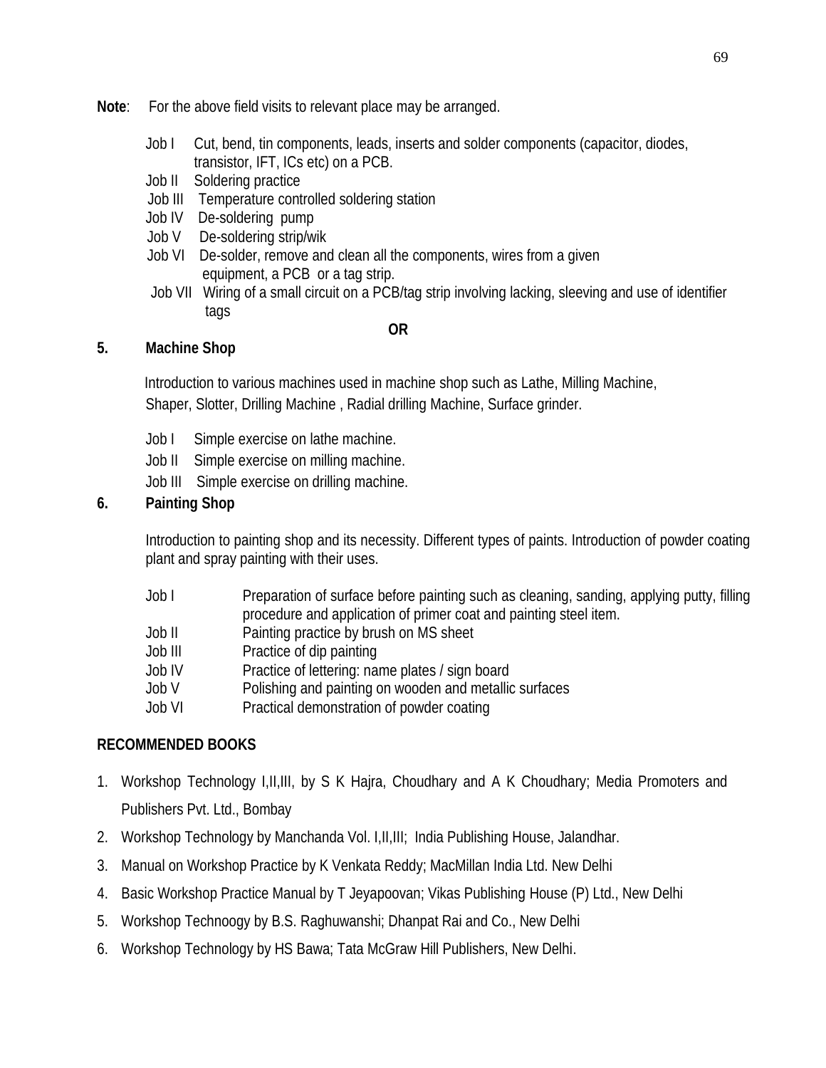**Note**: For the above field visits to relevant place may be arranged.

- Job I Cut, bend, tin components, leads, inserts and solder components (capacitor, diodes, transistor, IFT, ICs etc) on a PCB.
- Job II Soldering practice
- Job III Temperature controlled soldering station
- Job IV De-soldering pump
- Job V De-soldering strip/wik
- Job VI De-solder, remove and clean all the components, wires from a given equipment, a PCB or a tag strip.
- Job VII Wiring of a small circuit on a PCB/tag strip involving lacking, sleeving and use of identifier tags

**OR**

## 5. Machine Shop

Introduction to various machines used in machine shop such as Lathe, Milling Machine, Shaper, Slotter, Drilling Machine , Radial drilling Machine, Surface grinder.

- Job I Simple exercise on lathe machine.
- Job II Simple exercise on milling machine.
- Job III Simple exercise on drilling machine.

## 6. Painting Shop

Introduction to painting shop and its necessity. Different types of paints. Introduction of powder coating plant and spray painting with their uses.

- Job I Preparation of surface before painting such as cleaning, sanding, applying putty, filling procedure and application of primer coat and painting steel item.
- Job II Painting practice by brush on MS sheet
- Job III Practice of dip painting
- Job IV Practice of lettering: name plates / sign board
- Job V Polishing and painting on wooden and metallic surfaces
- Job VI Practical demonstration of powder coating

## RECOMMENDED BOOKS

1. Workshop Technology I,II,III, by S K Hajra, Choudhary and A K Choudhary; Media Promoters and Publishers Pvt. Ltd., Bombay
2. Workshop Technology by Manchanda Vol. I,II,III; India Publishing House, Jalandhar.
3. Manual on Workshop Practice by K Venkata Reddy; MacMillan India Ltd. New Delhi
4. Basic Workshop Practice Manual by T Jeyapoovan; Vikas Publishing House (P) Ltd., New Delhi
5. Workshop Technoogy by B.S. Raghuwanshi; Dhanpat Rai and Co., New Delhi
6. Workshop Technology by HS Bawa; Tata McGraw Hill Publishers, New Delhi.